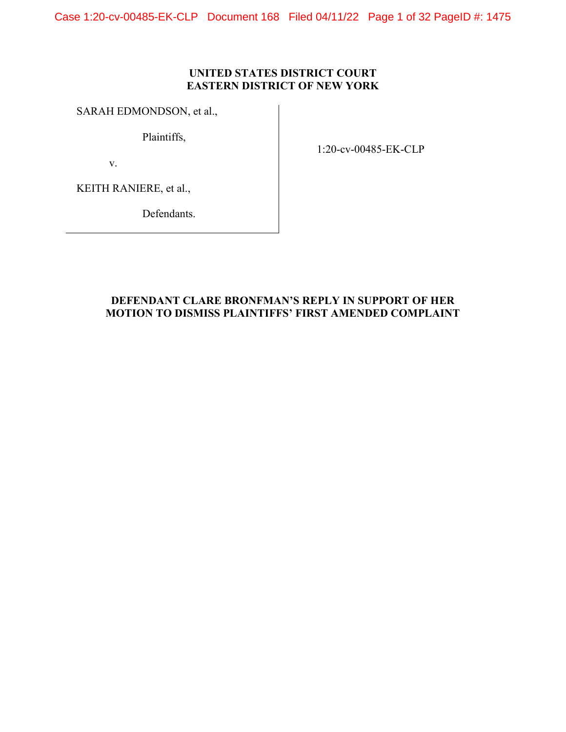**UNITED STATES DISTRICT COURT**
**EASTERN DISTRICT OF NEW YORK**

| | |
|---|---|
| SARAH EDMONDSON, et al., | |
| Plaintiffs, | 1:20-cv-00485-EK-CLP |
| v. | |
| KEITH RANIERE, et al., | |
| Defendants. | |

**DEFENDANT CLARE BRONFMAN'S REPLY IN SUPPORT OF HER MOTION TO DISMISS PLAINTIFFS' FIRST AMENDED COMPLAINT**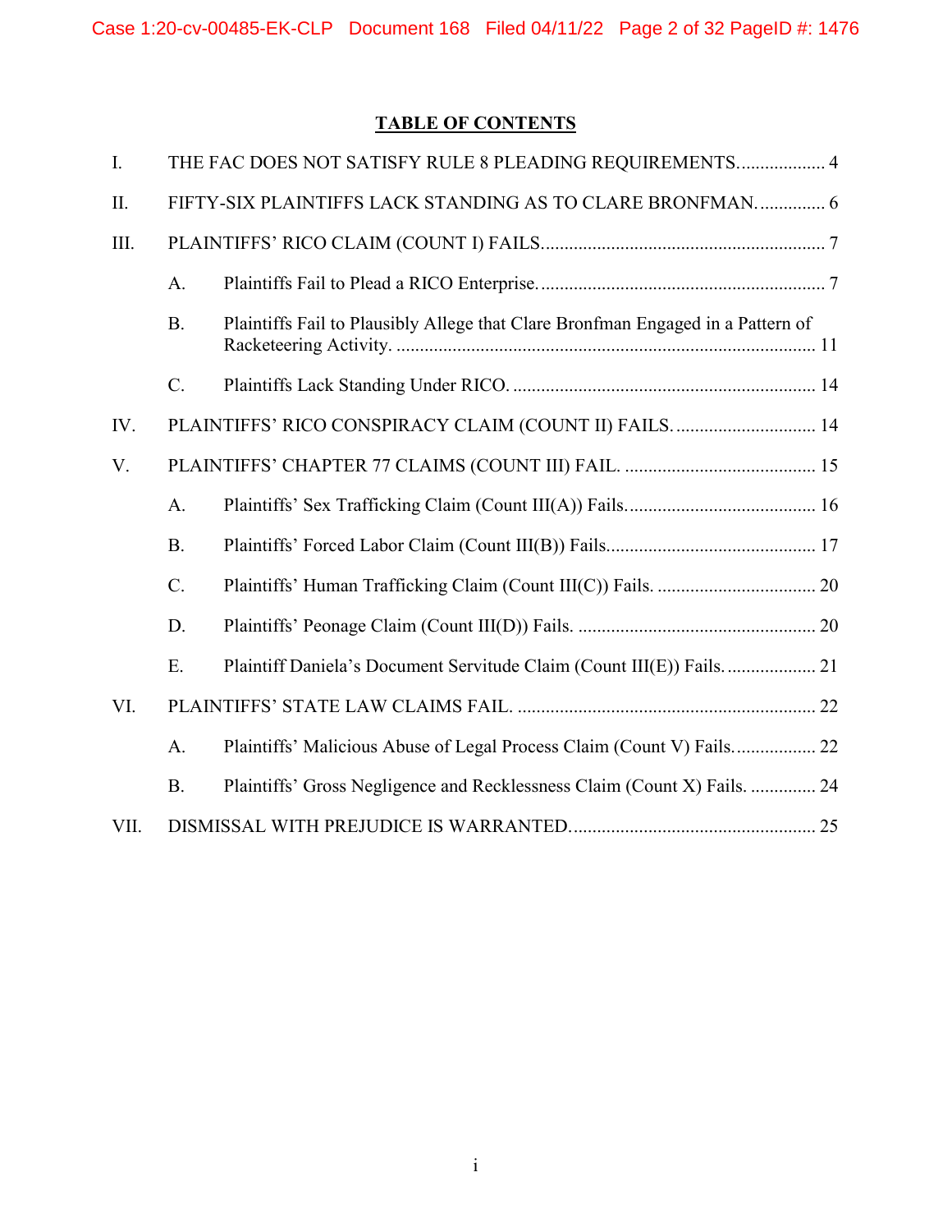# TABLE OF CONTENTS

I. THE FAC DOES NOT SATISFY RULE 8 PLEADING REQUIREMENTS.................. 4

II. FIFTY-SIX PLAINTIFFS LACK STANDING AS TO CLARE BRONFMAN.............. 6

III. PLAINTIFFS' RICO CLAIM (COUNT I) FAILS............................................................ 7

- A. Plaintiffs Fail to Plead a RICO Enterprise............................................................. 7
- B. Plaintiffs Fail to Plausibly Allege that Clare Bronfman Engaged in a Pattern of Racketeering Activity. ......................................................................................... 11
- C. Plaintiffs Lack Standing Under RICO. ................................................................ 14

IV. PLAINTIFFS' RICO CONSPIRACY CLAIM (COUNT II) FAILS. ............................. 14

V. PLAINTIFFS' CHAPTER 77 CLAIMS (COUNT III) FAIL. ......................................... 15

- A. Plaintiffs' Sex Trafficking Claim (Count III(A)) Fails......................................... 16
- B. Plaintiffs' Forced Labor Claim (Count III(B)) Fails............................................ 17
- C. Plaintiffs' Human Trafficking Claim (Count III(C)) Fails. ................................. 20
- D. Plaintiffs' Peonage Claim (Count III(D)) Fails. .................................................. 20
- E. Plaintiff Daniela's Document Servitude Claim (Count III(E)) Fails.................... 21

VI. PLAINTIFFS' STATE LAW CLAIMS FAIL. ............................................................... 22

- A. Plaintiffs' Malicious Abuse of Legal Process Claim (Count V) Fails................. 22
- B. Plaintiffs' Gross Negligence and Recklessness Claim (Count X) Fails. .............. 24

VII. DISMISSAL WITH PREJUDICE IS WARRANTED.................................................... 25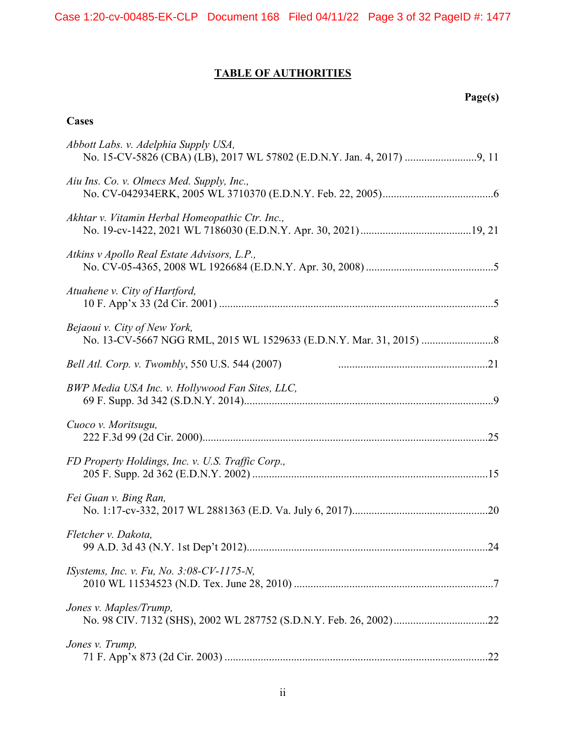## TABLE OF AUTHORITIES

**Page(s)**

**Cases**

*Abbott Labs. v. Adelphia Supply USA,*
No. 15-CV-5826 (CBA) (LB), 2017 WL 57802 (E.D.N.Y. Jan. 4, 2017) ..........................9, 11

*Aiu Ins. Co. v. Olmecs Med. Supply, Inc.,*
No. CV-042934ERK, 2005 WL 3710370 (E.D.N.Y. Feb. 22, 2005)........................................6

*Akhtar v. Vitamin Herbal Homeopathic Ctr. Inc.,*
No. 19-cv-1422, 2021 WL 7186030 (E.D.N.Y. Apr. 30, 2021)........................................19, 21

*Atkins v Apollo Real Estate Advisors, L.P.,*
No. CV-05-4365, 2008 WL 1926684 (E.D.N.Y. Apr. 30, 2008) ..............................................5

*Atuahene v. City of Hartford,*
10 F. App'x 33 (2d Cir. 2001) ...................................................................................................5

*Bejaoui v. City of New York,*
No. 13-CV-5667 NGG RML, 2015 WL 1529633 (E.D.N.Y. Mar. 31, 2015) ..........................8

*Bell Atl. Corp. v. Twombly*, 550 U.S. 544 (2007) ......................................................21

*BWP Media USA Inc. v. Hollywood Fan Sites, LLC,*
69 F. Supp. 3d 342 (S.D.N.Y. 2014)..........................................................................................9

*Cuoco v. Moritsugu,*
222 F.3d 99 (2d Cir. 2000).......................................................................................................25

*FD Property Holdings, Inc. v. U.S. Traffic Corp.,*
205 F. Supp. 2d 362 (E.D.N.Y. 2002) .....................................................................................15

*Fei Guan v. Bing Ran,*
No. 1:17-cv-332, 2017 WL 2881363 (E.D. Va. July 6, 2017)................................................20

*Fletcher v. Dakota,*
99 A.D. 3d 43 (N.Y. 1st Dep't 2012).......................................................................................24

*ISystems, Inc. v. Fu, No. 3:08-CV-1175-N,*
2010 WL 11534523 (N.D. Tex. June 28, 2010) ........................................................................7

*Jones v. Maples/Trump,*
No. 98 CIV. 7132 (SHS), 2002 WL 287752 (S.D.N.Y. Feb. 26, 2002)..................................22

*Jones v. Trump,*
71 F. App'x 873 (2d Cir. 2003) ...............................................................................................22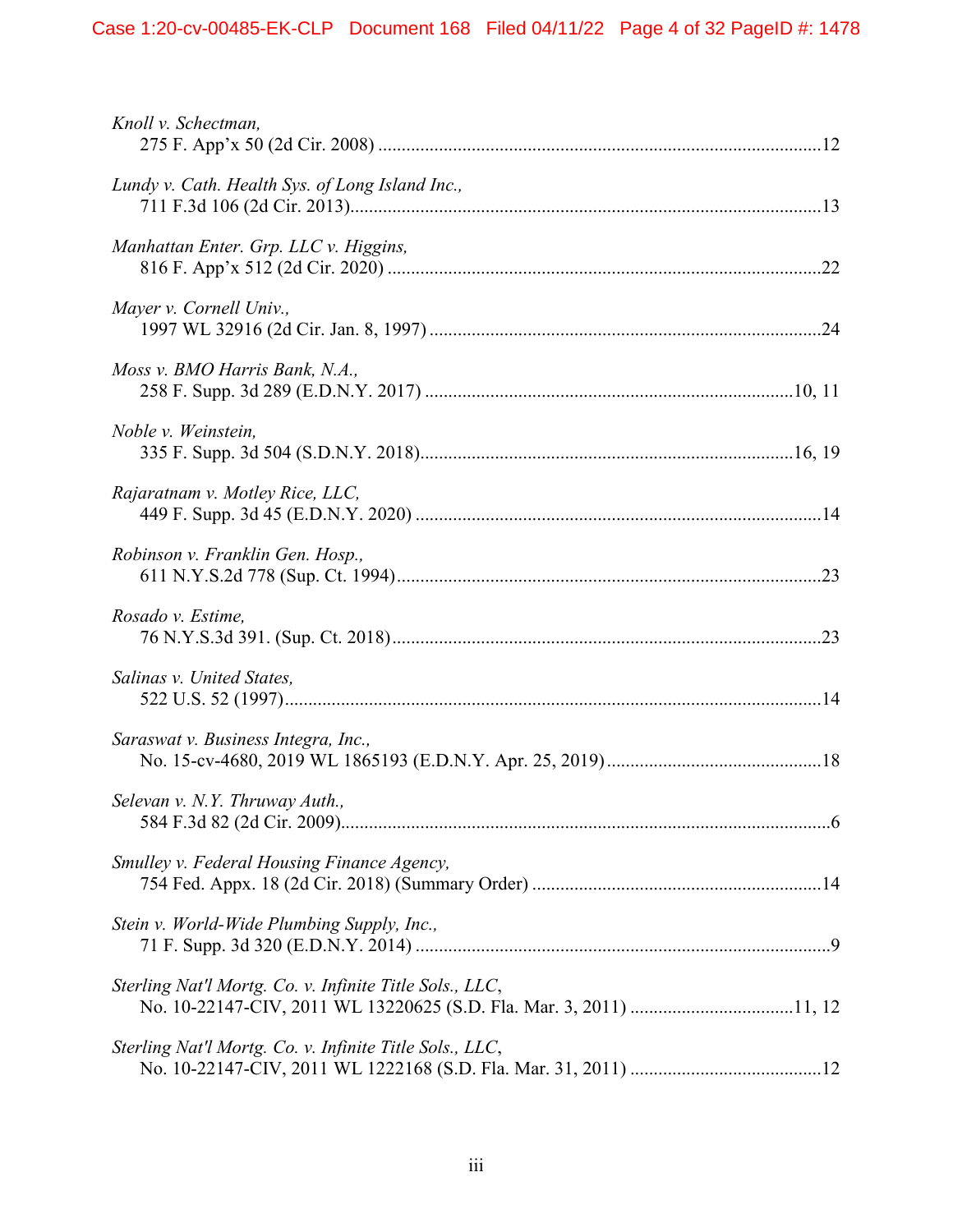*Knoll v. Schectman*,
275 F. App'x 50 (2d Cir. 2008) ....................................................................................................12

*Lundy v. Cath. Health Sys. of Long Island Inc.*,
711 F.3d 106 (2d Cir. 2013)..........................................................................................................13

*Manhattan Enter. Grp. LLC v. Higgins*,
816 F. App'x 512 (2d Cir. 2020) ..................................................................................................22

*Mayer v. Cornell Univ.*,
1997 WL 32916 (2d Cir. Jan. 8, 1997) ........................................................................................24

*Moss v. BMO Harris Bank, N.A.*,
258 F. Supp. 3d 289 (E.D.N.Y. 2017) ....................................................................................10, 11

*Noble v. Weinstein*,
335 F. Supp. 3d 504 (S.D.N.Y. 2018)....................................................................................16, 19

*Rajaratnam v. Motley Rice, LLC*,
449 F. Supp. 3d 45 (E.D.N.Y. 2020) ..........................................................................................14

*Robinson v. Franklin Gen. Hosp.*,
611 N.Y.S.2d 778 (Sup. Ct. 1994)...............................................................................................23

*Rosado v. Estime*,
76 N.Y.S.3d 391. (Sup. Ct. 2018)................................................................................................23

*Salinas v. United States*,
522 U.S. 52 (1997)........................................................................................................................14

*Saraswat v. Business Integra, Inc.*,
No. 15-cv-4680, 2019 WL 1865193 (E.D.N.Y. Apr. 25, 2019)..................................................18

*Selevan v. N.Y. Thruway Auth.*,
584 F.3d 82 (2d Cir. 2009)..............................................................................................................6

*Smulley v. Federal Housing Finance Agency*,
754 Fed. Appx. 18 (2d Cir. 2018) (Summary Order) ..................................................................14

*Stein v. World-Wide Plumbing Supply, Inc.*,
71 F. Supp. 3d 320 (E.D.N.Y. 2014) ..............................................................................................9

*Sterling Nat'l Mortg. Co. v. Infinite Title Sols., LLC*,
No. 10-22147-CIV, 2011 WL 13220625 (S.D. Fla. Mar. 3, 2011) ........................................11, 12

*Sterling Nat'l Mortg. Co. v. Infinite Title Sols., LLC*,
No. 10-22147-CIV, 2011 WL 1222168 (S.D. Fla. Mar. 31, 2011) ..............................................12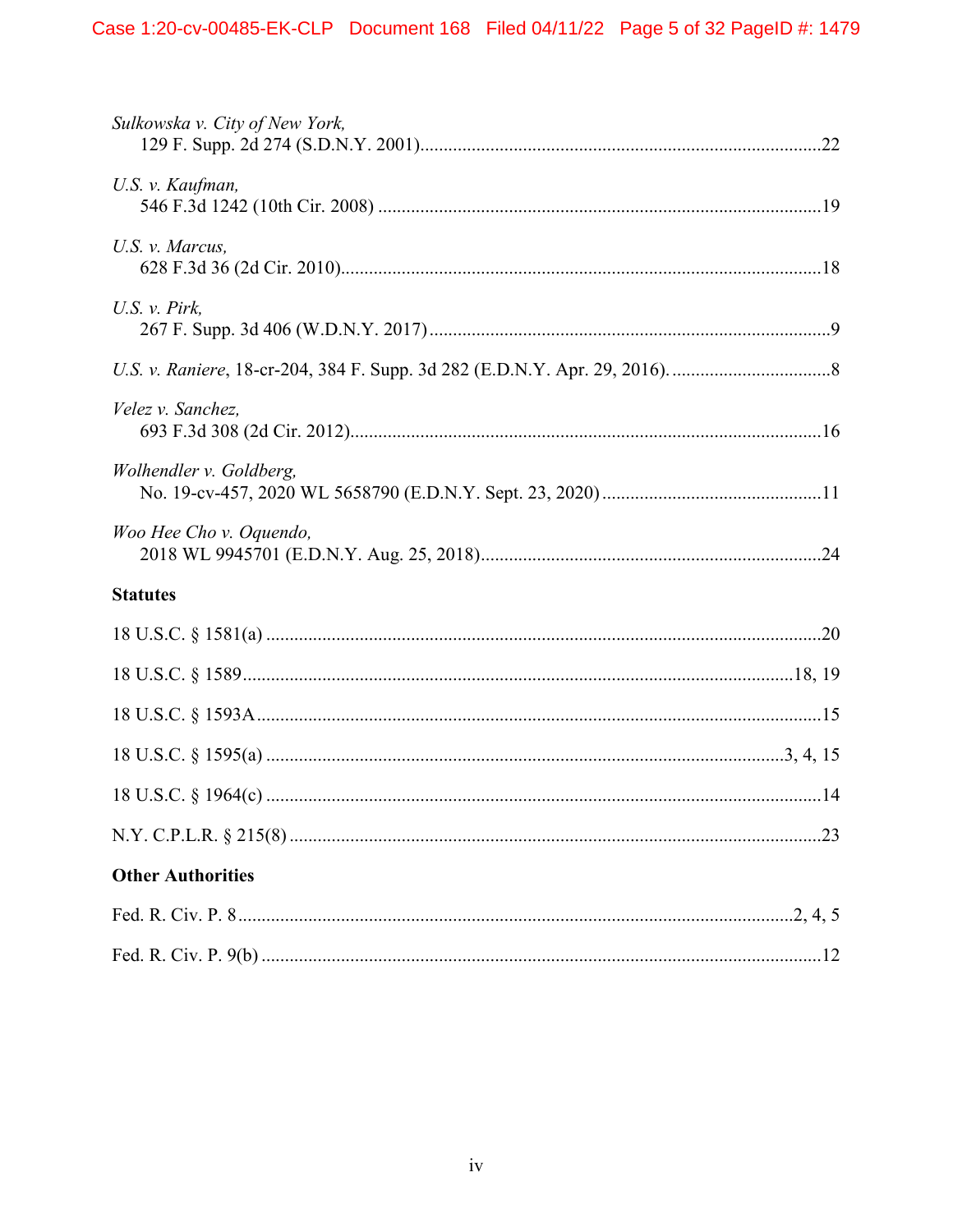*Sulkowska v. City of New York*,
129 F. Supp. 2d 274 (S.D.N.Y. 2001)......................................................................................22

*U.S. v. Kaufman*,
546 F.3d 1242 (10th Cir. 2008) ..............................................................................................19

*U.S. v. Marcus*,
628 F.3d 36 (2d Cir. 2010).......................................................................................................18

*U.S. v. Pirk*,
267 F. Supp. 3d 406 (W.D.N.Y. 2017) ......................................................................................9

*U.S. v. Raniere*, 18-cr-204, 384 F. Supp. 3d 282 (E.D.N.Y. Apr. 29, 2016)...................................8

*Velez v. Sanchez*,
693 F.3d 308 (2d Cir. 2012).....................................................................................................16

*Wolhendler v. Goldberg*,
No. 19-cv-457, 2020 WL 5658790 (E.D.N.Y. Sept. 23, 2020) ...............................................11

*Woo Hee Cho v. Oquendo*,
2018 WL 9945701 (E.D.N.Y. Aug. 25, 2018).........................................................................24

**Statutes**

18 U.S.C. § 1581(a) ......................................................................................................................20

18 U.S.C. § 1589......................................................................................................................18, 19

18 U.S.C. § 1593A........................................................................................................................15

18 U.S.C. § 1595(a) ...............................................................................................................3, 4, 15

18 U.S.C. § 1964(c) ......................................................................................................................14

N.Y. C.P.L.R. § 215(8) .................................................................................................................23

**Other Authorities**

Fed. R. Civ. P. 8........................................................................................................................2, 4, 5

Fed. R. Civ. P. 9(b) .......................................................................................................................12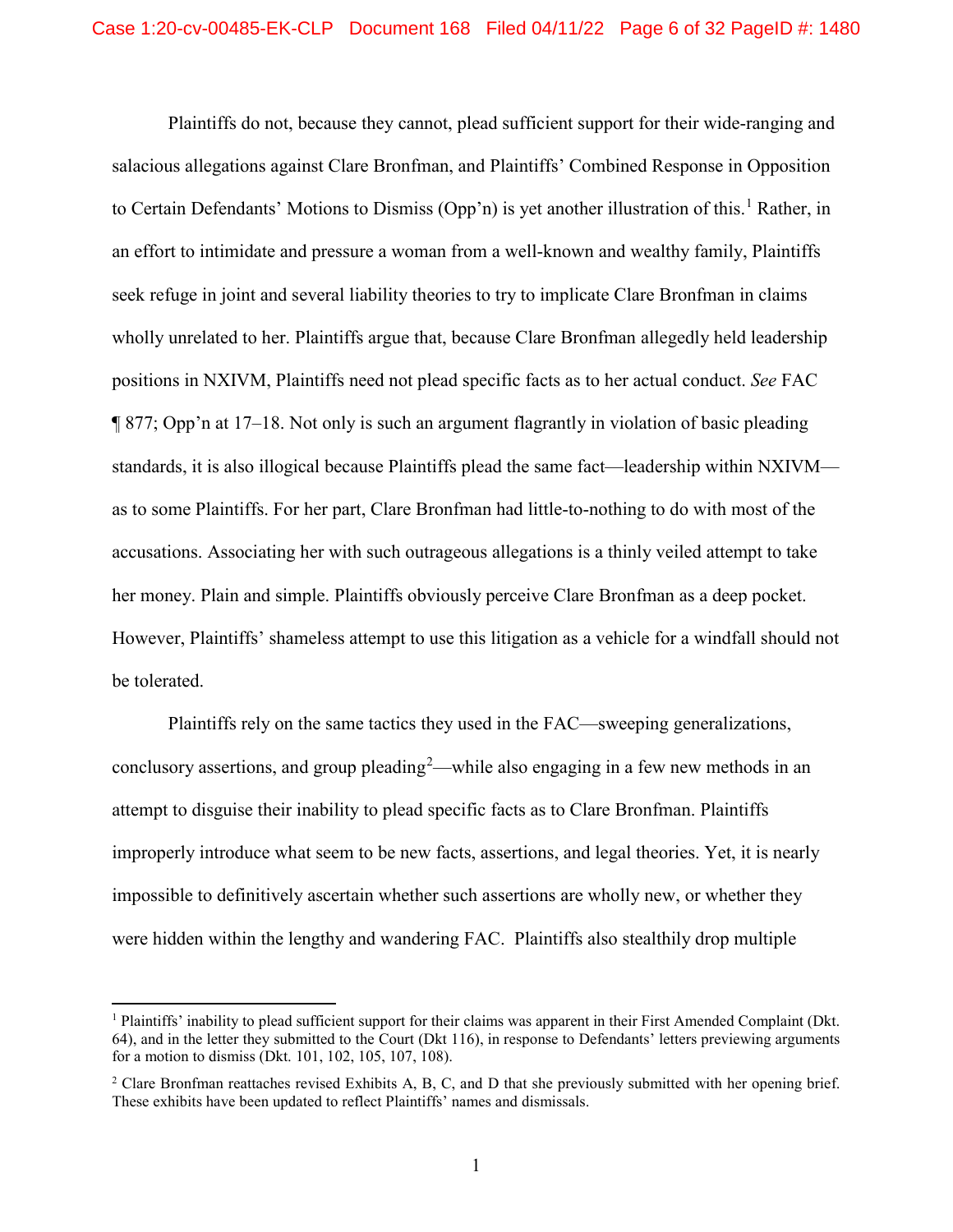Plaintiffs do not, because they cannot, plead sufficient support for their wide-ranging and salacious allegations against Clare Bronfman, and Plaintiffs' Combined Response in Opposition to Certain Defendants' Motions to Dismiss (Opp'n) is yet another illustration of this.[1] Rather, in an effort to intimidate and pressure a woman from a well-known and wealthy family, Plaintiffs seek refuge in joint and several liability theories to try to implicate Clare Bronfman in claims wholly unrelated to her. Plaintiffs argue that, because Clare Bronfman allegedly held leadership positions in NXIVM, Plaintiffs need not plead specific facts as to her actual conduct. *See* FAC ¶ 877; Opp'n at 17–18. Not only is such an argument flagrantly in violation of basic pleading standards, it is also illogical because Plaintiffs plead the same fact—leadership within NXIVM—as to some Plaintiffs. For her part, Clare Bronfman had little-to-nothing to do with most of the accusations. Associating her with such outrageous allegations is a thinly veiled attempt to take her money. Plain and simple. Plaintiffs obviously perceive Clare Bronfman as a deep pocket. However, Plaintiffs' shameless attempt to use this litigation as a vehicle for a windfall should not be tolerated.

Plaintiffs rely on the same tactics they used in the FAC—sweeping generalizations, conclusory assertions, and group pleading[2]—while also engaging in a few new methods in an attempt to disguise their inability to plead specific facts as to Clare Bronfman. Plaintiffs improperly introduce what seem to be new facts, assertions, and legal theories. Yet, it is nearly impossible to definitively ascertain whether such assertions are wholly new, or whether they were hidden within the lengthy and wandering FAC. Plaintiffs also stealthily drop multiple

---

[1] Plaintiffs' inability to plead sufficient support for their claims was apparent in their First Amended Complaint (Dkt. 64), and in the letter they submitted to the Court (Dkt 116), in response to Defendants' letters previewing arguments for a motion to dismiss (Dkt. 101, 102, 105, 107, 108).

[2] Clare Bronfman reattaches revised Exhibits A, B, C, and D that she previously submitted with her opening brief. These exhibits have been updated to reflect Plaintiffs' names and dismissals.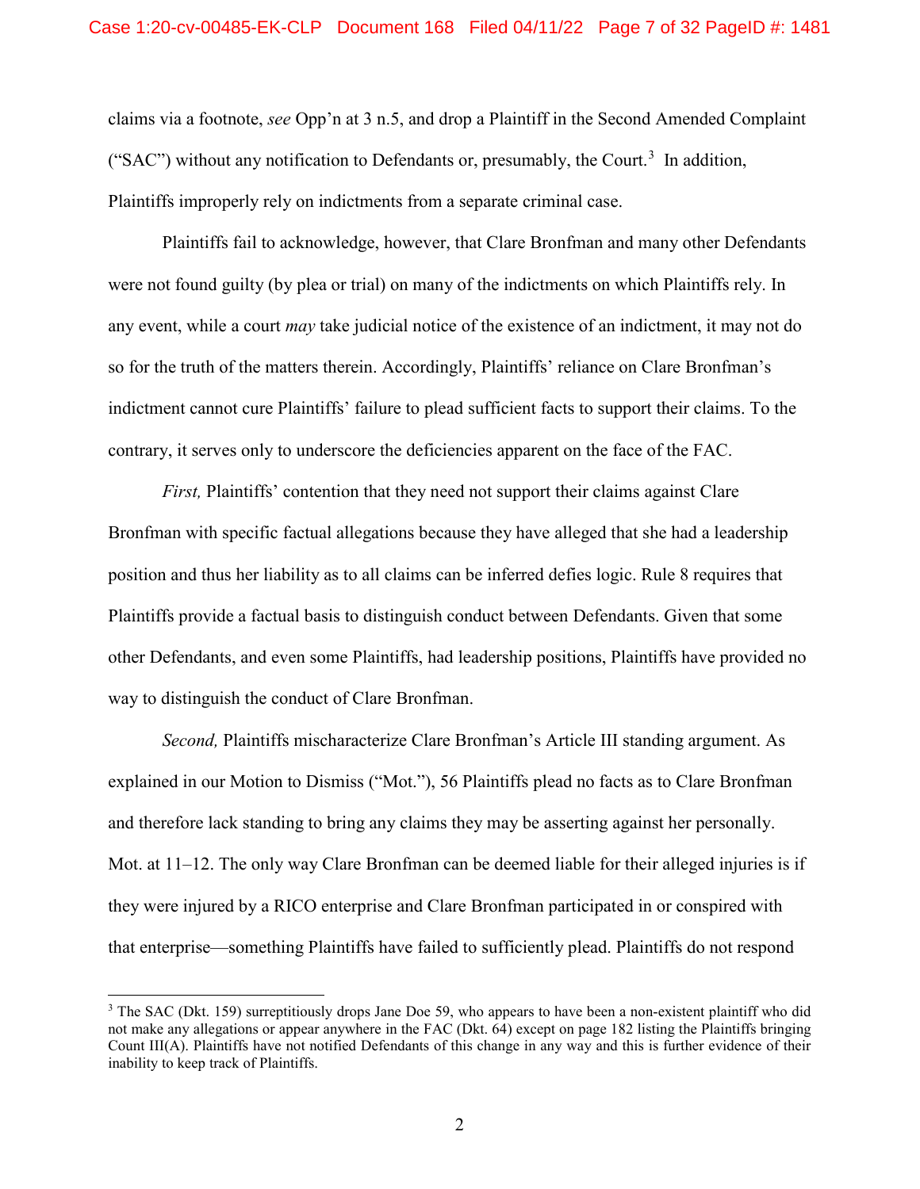claims via a footnote, *see* Opp'n at 3 n.5, and drop a Plaintiff in the Second Amended Complaint ("SAC") without any notification to Defendants or, presumably, the Court.[3] In addition, Plaintiffs improperly rely on indictments from a separate criminal case.

Plaintiffs fail to acknowledge, however, that Clare Bronfman and many other Defendants were not found guilty (by plea or trial) on many of the indictments on which Plaintiffs rely. In any event, while a court *may* take judicial notice of the existence of an indictment, it may not do so for the truth of the matters therein. Accordingly, Plaintiffs' reliance on Clare Bronfman's indictment cannot cure Plaintiffs' failure to plead sufficient facts to support their claims. To the contrary, it serves only to underscore the deficiencies apparent on the face of the FAC.

*First,* Plaintiffs' contention that they need not support their claims against Clare Bronfman with specific factual allegations because they have alleged that she had a leadership position and thus her liability as to all claims can be inferred defies logic. Rule 8 requires that Plaintiffs provide a factual basis to distinguish conduct between Defendants. Given that some other Defendants, and even some Plaintiffs, had leadership positions, Plaintiffs have provided no way to distinguish the conduct of Clare Bronfman.

*Second,* Plaintiffs mischaracterize Clare Bronfman's Article III standing argument. As explained in our Motion to Dismiss ("Mot."), 56 Plaintiffs plead no facts as to Clare Bronfman and therefore lack standing to bring any claims they may be asserting against her personally. Mot. at 11–12. The only way Clare Bronfman can be deemed liable for their alleged injuries is if they were injured by a RICO enterprise and Clare Bronfman participated in or conspired with that enterprise—something Plaintiffs have failed to sufficiently plead. Plaintiffs do not respond

[3] The SAC (Dkt. 159) surreptitiously drops Jane Doe 59, who appears to have been a non-existent plaintiff who did not make any allegations or appear anywhere in the FAC (Dkt. 64) except on page 182 listing the Plaintiffs bringing Count III(A). Plaintiffs have not notified Defendants of this change in any way and this is further evidence of their inability to keep track of Plaintiffs.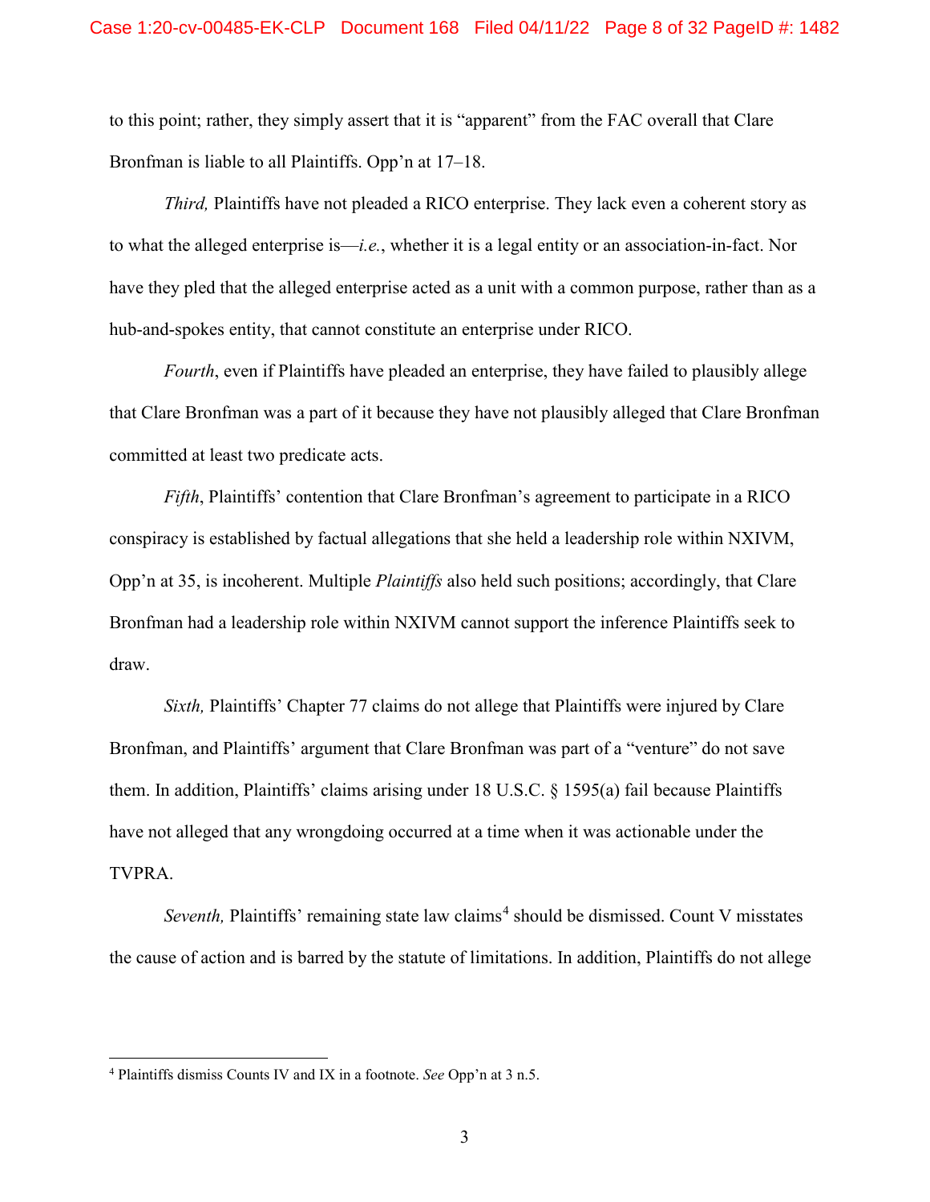to this point; rather, they simply assert that it is "apparent" from the FAC overall that Clare Bronfman is liable to all Plaintiffs. Opp'n at 17–18.

*Third,* Plaintiffs have not pleaded a RICO enterprise. They lack even a coherent story as to what the alleged enterprise is—*i.e.*, whether it is a legal entity or an association-in-fact. Nor have they pled that the alleged enterprise acted as a unit with a common purpose, rather than as a hub-and-spokes entity, that cannot constitute an enterprise under RICO.

*Fourth*, even if Plaintiffs have pleaded an enterprise, they have failed to plausibly allege that Clare Bronfman was a part of it because they have not plausibly alleged that Clare Bronfman committed at least two predicate acts.

*Fifth*, Plaintiffs' contention that Clare Bronfman's agreement to participate in a RICO conspiracy is established by factual allegations that she held a leadership role within NXIVM, Opp'n at 35, is incoherent. Multiple *Plaintiffs* also held such positions; accordingly, that Clare Bronfman had a leadership role within NXIVM cannot support the inference Plaintiffs seek to draw.

*Sixth,* Plaintiffs' Chapter 77 claims do not allege that Plaintiffs were injured by Clare Bronfman, and Plaintiffs' argument that Clare Bronfman was part of a "venture" do not save them. In addition, Plaintiffs' claims arising under 18 U.S.C. § 1595(a) fail because Plaintiffs have not alleged that any wrongdoing occurred at a time when it was actionable under the TVPRA.

*Seventh,* Plaintiffs' remaining state law claims[4] should be dismissed. Count V misstates the cause of action and is barred by the statute of limitations. In addition, Plaintiffs do not allege

[4] Plaintiffs dismiss Counts IV and IX in a footnote. *See* Opp'n at 3 n.5.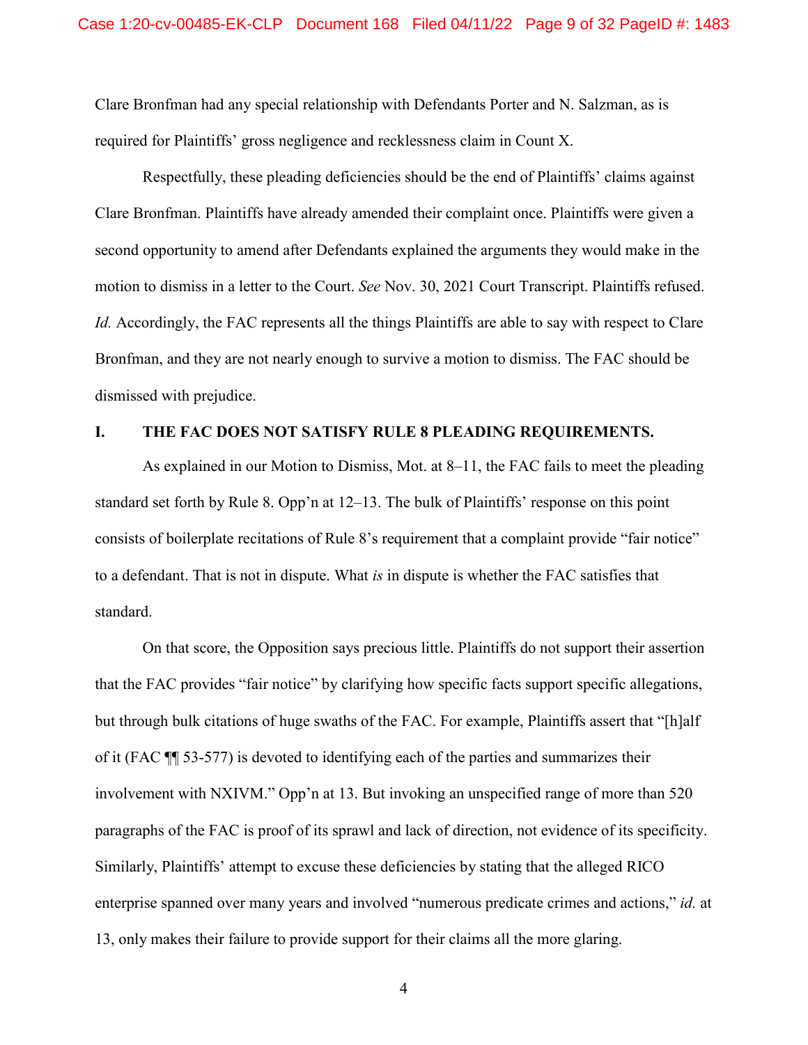Clare Bronfman had any special relationship with Defendants Porter and N. Salzman, as is required for Plaintiffs' gross negligence and recklessness claim in Count X.

Respectfully, these pleading deficiencies should be the end of Plaintiffs' claims against Clare Bronfman. Plaintiffs have already amended their complaint once. Plaintiffs were given a second opportunity to amend after Defendants explained the arguments they would make in the motion to dismiss in a letter to the Court. *See* Nov. 30, 2021 Court Transcript. Plaintiffs refused. *Id.* Accordingly, the FAC represents all the things Plaintiffs are able to say with respect to Clare Bronfman, and they are not nearly enough to survive a motion to dismiss. The FAC should be dismissed with prejudice.

## I. THE FAC DOES NOT SATISFY RULE 8 PLEADING REQUIREMENTS.

As explained in our Motion to Dismiss, Mot. at 8–11, the FAC fails to meet the pleading standard set forth by Rule 8. Opp'n at 12–13. The bulk of Plaintiffs' response on this point consists of boilerplate recitations of Rule 8's requirement that a complaint provide "fair notice" to a defendant. That is not in dispute. What *is* in dispute is whether the FAC satisfies that standard.

On that score, the Opposition says precious little. Plaintiffs do not support their assertion that the FAC provides "fair notice" by clarifying how specific facts support specific allegations, but through bulk citations of huge swaths of the FAC. For example, Plaintiffs assert that "[h]alf of it (FAC ¶¶ 53-577) is devoted to identifying each of the parties and summarizes their involvement with NXIVM." Opp'n at 13. But invoking an unspecified range of more than 520 paragraphs of the FAC is proof of its sprawl and lack of direction, not evidence of its specificity. Similarly, Plaintiffs' attempt to excuse these deficiencies by stating that the alleged RICO enterprise spanned over many years and involved "numerous predicate crimes and actions," *id.* at 13, only makes their failure to provide support for their claims all the more glaring.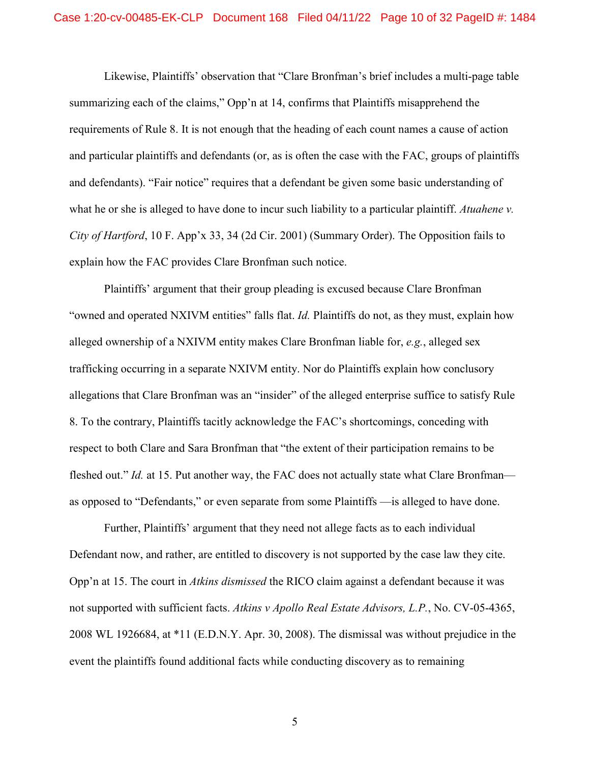Likewise, Plaintiffs' observation that "Clare Bronfman's brief includes a multi-page table summarizing each of the claims," Opp'n at 14, confirms that Plaintiffs misapprehend the requirements of Rule 8. It is not enough that the heading of each count names a cause of action and particular plaintiffs and defendants (or, as is often the case with the FAC, groups of plaintiffs and defendants). "Fair notice" requires that a defendant be given some basic understanding of what he or she is alleged to have done to incur such liability to a particular plaintiff. *Atuahene v. City of Hartford*, 10 F. App'x 33, 34 (2d Cir. 2001) (Summary Order). The Opposition fails to explain how the FAC provides Clare Bronfman such notice.

Plaintiffs' argument that their group pleading is excused because Clare Bronfman "owned and operated NXIVM entities" falls flat. *Id.* Plaintiffs do not, as they must, explain how alleged ownership of a NXIVM entity makes Clare Bronfman liable for, *e.g.*, alleged sex trafficking occurring in a separate NXIVM entity. Nor do Plaintiffs explain how conclusory allegations that Clare Bronfman was an "insider" of the alleged enterprise suffice to satisfy Rule 8. To the contrary, Plaintiffs tacitly acknowledge the FAC's shortcomings, conceding with respect to both Clare and Sara Bronfman that "the extent of their participation remains to be fleshed out." *Id.* at 15. Put another way, the FAC does not actually state what Clare Bronfman—as opposed to "Defendants," or even separate from some Plaintiffs —is alleged to have done.

Further, Plaintiffs' argument that they need not allege facts as to each individual Defendant now, and rather, are entitled to discovery is not supported by the case law they cite. Opp'n at 15. The court in *Atkins dismissed* the RICO claim against a defendant because it was not supported with sufficient facts. *Atkins v Apollo Real Estate Advisors, L.P.*, No. CV-05-4365, 2008 WL 1926684, at *11 (E.D.N.Y. Apr. 30, 2008). The dismissal was without prejudice in the event the plaintiffs found additional facts while conducting discovery as to remaining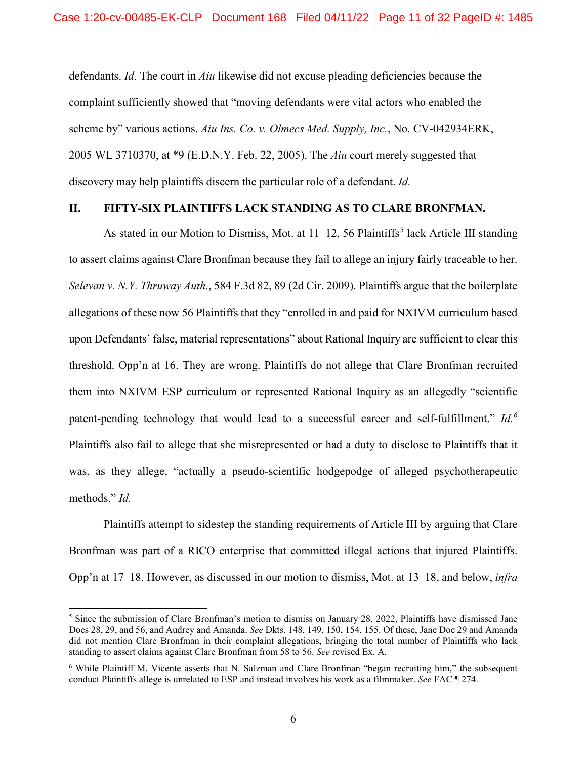defendants. *Id.* The court in *Aiu* likewise did not excuse pleading deficiencies because the complaint sufficiently showed that "moving defendants were vital actors who enabled the scheme by" various actions. *Aiu Ins. Co. v. Olmecs Med. Supply, Inc.*, No. CV-042934ERK, 2005 WL 3710370, at *9 (E.D.N.Y. Feb. 22, 2005). The *Aiu* court merely suggested that discovery may help plaintiffs discern the particular role of a defendant. *Id.*

## II. FIFTY-SIX PLAINTIFFS LACK STANDING AS TO CLARE BRONFMAN.

As stated in our Motion to Dismiss, Mot. at 11–12, 56 Plaintiffs[5] lack Article III standing to assert claims against Clare Bronfman because they fail to allege an injury fairly traceable to her. *Selevan v. N.Y. Thruway Auth.*, 584 F.3d 82, 89 (2d Cir. 2009). Plaintiffs argue that the boilerplate allegations of these now 56 Plaintiffs that they "enrolled in and paid for NXIVM curriculum based upon Defendants' false, material representations" about Rational Inquiry are sufficient to clear this threshold. Opp'n at 16. They are wrong. Plaintiffs do not allege that Clare Bronfman recruited them into NXIVM ESP curriculum or represented Rational Inquiry as an allegedly "scientific patent-pending technology that would lead to a successful career and self-fulfillment." *Id.*[6] Plaintiffs also fail to allege that she misrepresented or had a duty to disclose to Plaintiffs that it was, as they allege, "actually a pseudo-scientific hodgepodge of alleged psychotherapeutic methods." *Id.*

Plaintiffs attempt to sidestep the standing requirements of Article III by arguing that Clare Bronfman was part of a RICO enterprise that committed illegal actions that injured Plaintiffs. Opp'n at 17–18. However, as discussed in our motion to dismiss, Mot. at 13–18, and below, *infra*

---

[5] Since the submission of Clare Bronfman's motion to dismiss on January 28, 2022, Plaintiffs have dismissed Jane Does 28, 29, and 56, and Audrey and Amanda. *See* Dkts. 148, 149, 150, 154, 155. Of these, Jane Doe 29 and Amanda did not mention Clare Bronfman in their complaint allegations, bringing the total number of Plaintiffs who lack standing to assert claims against Clare Bronfman from 58 to 56. *See* revised Ex. A.

[6] While Plaintiff M. Vicente asserts that N. Salzman and Clare Bronfman "began recruiting him," the subsequent conduct Plaintiffs allege is unrelated to ESP and instead involves his work as a filmmaker. *See* FAC ¶ 274.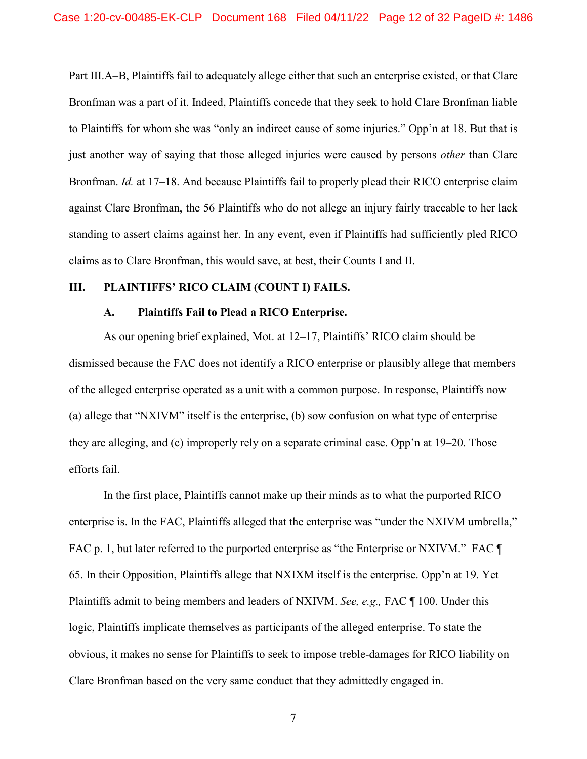Part III.A–B, Plaintiffs fail to adequately allege either that such an enterprise existed, or that Clare Bronfman was a part of it. Indeed, Plaintiffs concede that they seek to hold Clare Bronfman liable to Plaintiffs for whom she was "only an indirect cause of some injuries." Opp'n at 18. But that is just another way of saying that those alleged injuries were caused by persons *other* than Clare Bronfman. *Id.* at 17–18. And because Plaintiffs fail to properly plead their RICO enterprise claim against Clare Bronfman, the 56 Plaintiffs who do not allege an injury fairly traceable to her lack standing to assert claims against her. In any event, even if Plaintiffs had sufficiently pled RICO claims as to Clare Bronfman, this would save, at best, their Counts I and II.

## III. PLAINTIFFS' RICO CLAIM (COUNT I) FAILS.

### A. Plaintiffs Fail to Plead a RICO Enterprise.

As our opening brief explained, Mot. at 12–17, Plaintiffs' RICO claim should be dismissed because the FAC does not identify a RICO enterprise or plausibly allege that members of the alleged enterprise operated as a unit with a common purpose. In response, Plaintiffs now (a) allege that "NXIVM" itself is the enterprise, (b) sow confusion on what type of enterprise they are alleging, and (c) improperly rely on a separate criminal case. Opp'n at 19–20. Those efforts fail.

In the first place, Plaintiffs cannot make up their minds as to what the purported RICO enterprise is. In the FAC, Plaintiffs alleged that the enterprise was "under the NXIVM umbrella," FAC p. 1, but later referred to the purported enterprise as "the Enterprise or NXIVM." FAC ¶ 65. In their Opposition, Plaintiffs allege that NXIXM itself is the enterprise. Opp'n at 19. Yet Plaintiffs admit to being members and leaders of NXIVM. *See, e.g.,* FAC ¶ 100. Under this logic, Plaintiffs implicate themselves as participants of the alleged enterprise. To state the obvious, it makes no sense for Plaintiffs to seek to impose treble-damages for RICO liability on Clare Bronfman based on the very same conduct that they admittedly engaged in.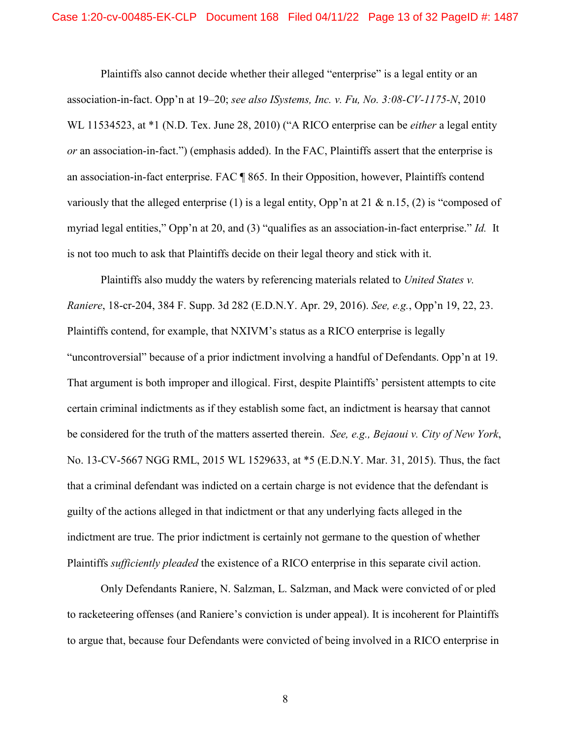Plaintiffs also cannot decide whether their alleged "enterprise" is a legal entity or an association-in-fact. Opp'n at 19–20; *see also ISystems, Inc. v. Fu, No. 3:08-CV-1175-N*, 2010 WL 11534523, at *1 (N.D. Tex. June 28, 2010) ("A RICO enterprise can be *either* a legal entity *or* an association-in-fact.") (emphasis added). In the FAC, Plaintiffs assert that the enterprise is an association-in-fact enterprise. FAC ¶ 865. In their Opposition, however, Plaintiffs contend variously that the alleged enterprise (1) is a legal entity, Opp'n at 21 & n.15, (2) is "composed of myriad legal entities," Opp'n at 20, and (3) "qualifies as an association-in-fact enterprise." *Id.* It is not too much to ask that Plaintiffs decide on their legal theory and stick with it.

Plaintiffs also muddy the waters by referencing materials related to *United States v. Raniere*, 18-cr-204, 384 F. Supp. 3d 282 (E.D.N.Y. Apr. 29, 2016). *See, e.g.*, Opp'n 19, 22, 23. Plaintiffs contend, for example, that NXIVM's status as a RICO enterprise is legally "uncontroversial" because of a prior indictment involving a handful of Defendants. Opp'n at 19. That argument is both improper and illogical. First, despite Plaintiffs' persistent attempts to cite certain criminal indictments as if they establish some fact, an indictment is hearsay that cannot be considered for the truth of the matters asserted therein. *See, e.g., Bejaoui v. City of New York*, No. 13-CV-5667 NGG RML, 2015 WL 1529633, at *5 (E.D.N.Y. Mar. 31, 2015). Thus, the fact that a criminal defendant was indicted on a certain charge is not evidence that the defendant is guilty of the actions alleged in that indictment or that any underlying facts alleged in the indictment are true. The prior indictment is certainly not germane to the question of whether Plaintiffs *sufficiently pleaded* the existence of a RICO enterprise in this separate civil action.

Only Defendants Raniere, N. Salzman, L. Salzman, and Mack were convicted of or pled to racketeering offenses (and Raniere's conviction is under appeal). It is incoherent for Plaintiffs to argue that, because four Defendants were convicted of being involved in a RICO enterprise in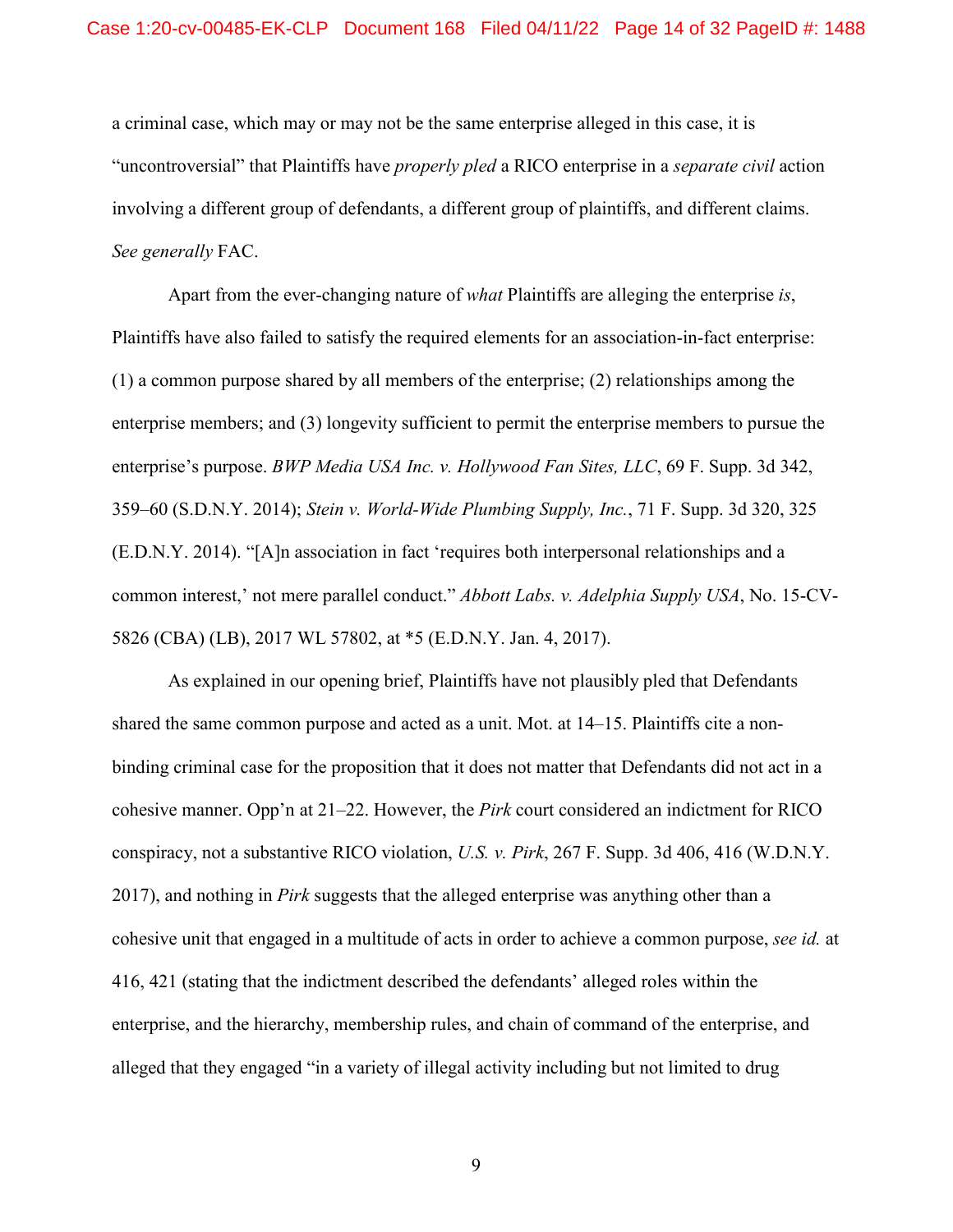a criminal case, which may or may not be the same enterprise alleged in this case, it is "uncontroversial" that Plaintiffs have *properly pled* a RICO enterprise in a *separate civil* action involving a different group of defendants, a different group of plaintiffs, and different claims. *See generally* FAC.

Apart from the ever-changing nature of *what* Plaintiffs are alleging the enterprise *is*, Plaintiffs have also failed to satisfy the required elements for an association-in-fact enterprise: (1) a common purpose shared by all members of the enterprise; (2) relationships among the enterprise members; and (3) longevity sufficient to permit the enterprise members to pursue the enterprise's purpose. *BWP Media USA Inc. v. Hollywood Fan Sites, LLC*, 69 F. Supp. 3d 342, 359–60 (S.D.N.Y. 2014); *Stein v. World-Wide Plumbing Supply, Inc.*, 71 F. Supp. 3d 320, 325 (E.D.N.Y. 2014). "[A]n association in fact 'requires both interpersonal relationships and a common interest,' not mere parallel conduct." *Abbott Labs. v. Adelphia Supply USA*, No. 15-CV-5826 (CBA) (LB), 2017 WL 57802, at *5 (E.D.N.Y. Jan. 4, 2017).

As explained in our opening brief, Plaintiffs have not plausibly pled that Defendants shared the same common purpose and acted as a unit. Mot. at 14–15. Plaintiffs cite a non-binding criminal case for the proposition that it does not matter that Defendants did not act in a cohesive manner. Opp'n at 21–22. However, the *Pirk* court considered an indictment for RICO conspiracy, not a substantive RICO violation, *U.S. v. Pirk*, 267 F. Supp. 3d 406, 416 (W.D.N.Y. 2017), and nothing in *Pirk* suggests that the alleged enterprise was anything other than a cohesive unit that engaged in a multitude of acts in order to achieve a common purpose, *see id.* at 416, 421 (stating that the indictment described the defendants' alleged roles within the enterprise, and the hierarchy, membership rules, and chain of command of the enterprise, and alleged that they engaged "in a variety of illegal activity including but not limited to drug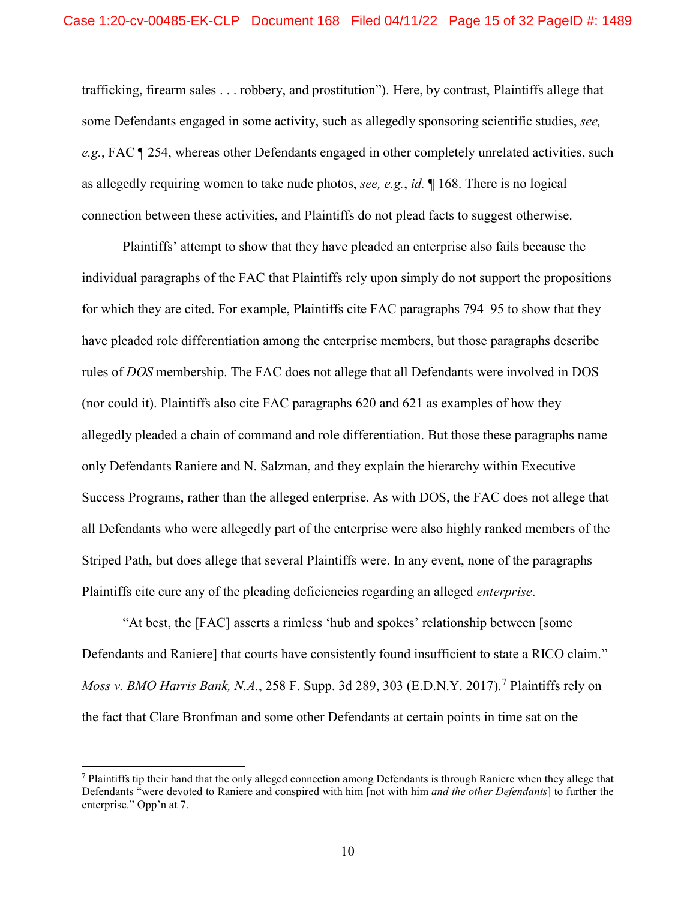trafficking, firearm sales . . . robbery, and prostitution"). Here, by contrast, Plaintiffs allege that some Defendants engaged in some activity, such as allegedly sponsoring scientific studies, *see, e.g.*, FAC ¶ 254, whereas other Defendants engaged in other completely unrelated activities, such as allegedly requiring women to take nude photos, *see, e.g.*, *id.* ¶ 168. There is no logical connection between these activities, and Plaintiffs do not plead facts to suggest otherwise.

Plaintiffs' attempt to show that they have pleaded an enterprise also fails because the individual paragraphs of the FAC that Plaintiffs rely upon simply do not support the propositions for which they are cited. For example, Plaintiffs cite FAC paragraphs 794–95 to show that they have pleaded role differentiation among the enterprise members, but those paragraphs describe rules of *DOS* membership. The FAC does not allege that all Defendants were involved in DOS (nor could it). Plaintiffs also cite FAC paragraphs 620 and 621 as examples of how they allegedly pleaded a chain of command and role differentiation. But those these paragraphs name only Defendants Raniere and N. Salzman, and they explain the hierarchy within Executive Success Programs, rather than the alleged enterprise. As with DOS, the FAC does not allege that all Defendants who were allegedly part of the enterprise were also highly ranked members of the Striped Path, but does allege that several Plaintiffs were. In any event, none of the paragraphs Plaintiffs cite cure any of the pleading deficiencies regarding an alleged *enterprise*.

"At best, the [FAC] asserts a rimless 'hub and spokes' relationship between [some Defendants and Raniere] that courts have consistently found insufficient to state a RICO claim." *Moss v. BMO Harris Bank, N.A.*, 258 F. Supp. 3d 289, 303 (E.D.N.Y. 2017).[7] Plaintiffs rely on the fact that Clare Bronfman and some other Defendants at certain points in time sat on the

---

[7] Plaintiffs tip their hand that the only alleged connection among Defendants is through Raniere when they allege that Defendants "were devoted to Raniere and conspired with him [not with him *and the other Defendants*] to further the enterprise." Opp'n at 7.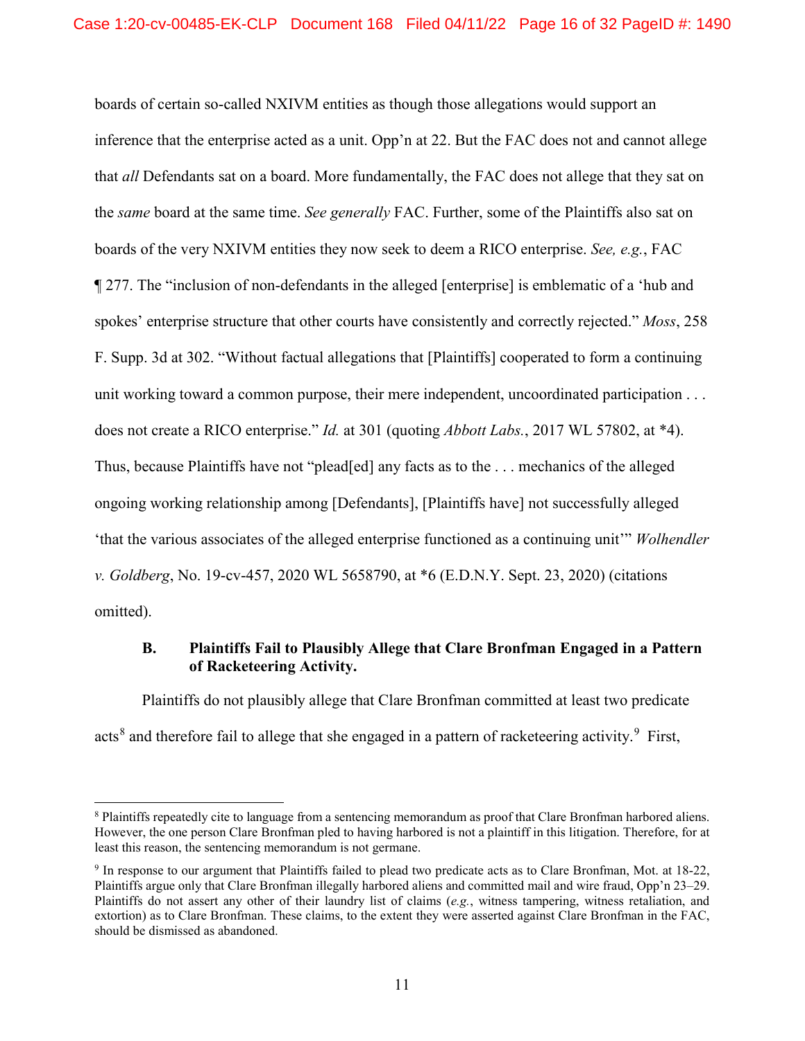boards of certain so-called NXIVM entities as though those allegations would support an inference that the enterprise acted as a unit. Opp'n at 22. But the FAC does not and cannot allege that *all* Defendants sat on a board. More fundamentally, the FAC does not allege that they sat on the *same* board at the same time. *See generally* FAC. Further, some of the Plaintiffs also sat on boards of the very NXIVM entities they now seek to deem a RICO enterprise. *See, e.g.*, FAC ¶ 277. The "inclusion of non-defendants in the alleged [enterprise] is emblematic of a 'hub and spokes' enterprise structure that other courts have consistently and correctly rejected." *Moss*, 258 F. Supp. 3d at 302. "Without factual allegations that [Plaintiffs] cooperated to form a continuing unit working toward a common purpose, their mere independent, uncoordinated participation . . . does not create a RICO enterprise." *Id.* at 301 (quoting *Abbott Labs.*, 2017 WL 57802, at *4). Thus, because Plaintiffs have not "plead[ed] any facts as to the . . . mechanics of the alleged ongoing working relationship among [Defendants], [Plaintiffs have] not successfully alleged 'that the various associates of the alleged enterprise functioned as a continuing unit'" *Wolhendler v. Goldberg*, No. 19-cv-457, 2020 WL 5658790, at *6 (E.D.N.Y. Sept. 23, 2020) (citations omitted).

### B. Plaintiffs Fail to Plausibly Allege that Clare Bronfman Engaged in a Pattern of Racketeering Activity.

Plaintiffs do not plausibly allege that Clare Bronfman committed at least two predicate acts[8] and therefore fail to allege that she engaged in a pattern of racketeering activity.[9] First,

---

[8] Plaintiffs repeatedly cite to language from a sentencing memorandum as proof that Clare Bronfman harbored aliens. However, the one person Clare Bronfman pled to having harbored is not a plaintiff in this litigation. Therefore, for at least this reason, the sentencing memorandum is not germane.

[9] In response to our argument that Plaintiffs failed to plead two predicate acts as to Clare Bronfman, Mot. at 18-22, Plaintiffs argue only that Clare Bronfman illegally harbored aliens and committed mail and wire fraud, Opp'n 23–29. Plaintiffs do not assert any other of their laundry list of claims (*e.g.*, witness tampering, witness retaliation, and extortion) as to Clare Bronfman. These claims, to the extent they were asserted against Clare Bronfman in the FAC, should be dismissed as abandoned.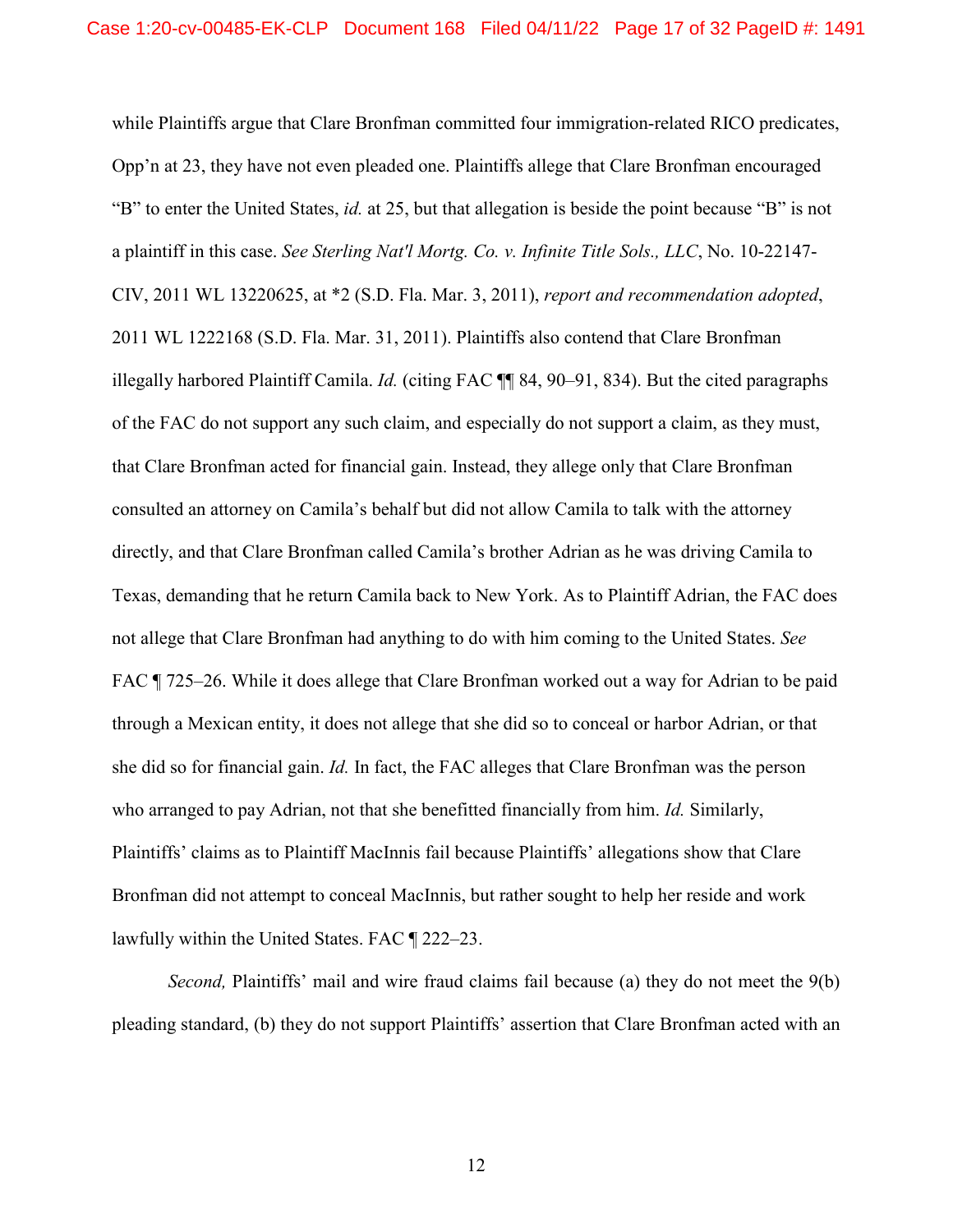while Plaintiffs argue that Clare Bronfman committed four immigration-related RICO predicates, Opp'n at 23, they have not even pleaded one. Plaintiffs allege that Clare Bronfman encouraged "B" to enter the United States, *id.* at 25, but that allegation is beside the point because "B" is not a plaintiff in this case. *See Sterling Nat'l Mortg. Co. v. Infinite Title Sols., LLC*, No. 10-22147-CIV, 2011 WL 13220625, at *2 (S.D. Fla. Mar. 3, 2011), *report and recommendation adopted*, 2011 WL 1222168 (S.D. Fla. Mar. 31, 2011). Plaintiffs also contend that Clare Bronfman illegally harbored Plaintiff Camila. *Id.* (citing FAC ¶¶ 84, 90–91, 834). But the cited paragraphs of the FAC do not support any such claim, and especially do not support a claim, as they must, that Clare Bronfman acted for financial gain. Instead, they allege only that Clare Bronfman consulted an attorney on Camila's behalf but did not allow Camila to talk with the attorney directly, and that Clare Bronfman called Camila's brother Adrian as he was driving Camila to Texas, demanding that he return Camila back to New York. As to Plaintiff Adrian, the FAC does not allege that Clare Bronfman had anything to do with him coming to the United States. *See* FAC ¶ 725–26. While it does allege that Clare Bronfman worked out a way for Adrian to be paid through a Mexican entity, it does not allege that she did so to conceal or harbor Adrian, or that she did so for financial gain. *Id.* In fact, the FAC alleges that Clare Bronfman was the person who arranged to pay Adrian, not that she benefitted financially from him. *Id.* Similarly, Plaintiffs' claims as to Plaintiff MacInnis fail because Plaintiffs' allegations show that Clare Bronfman did not attempt to conceal MacInnis, but rather sought to help her reside and work lawfully within the United States. FAC ¶ 222–23.

*Second,* Plaintiffs' mail and wire fraud claims fail because (a) they do not meet the 9(b) pleading standard, (b) they do not support Plaintiffs' assertion that Clare Bronfman acted with an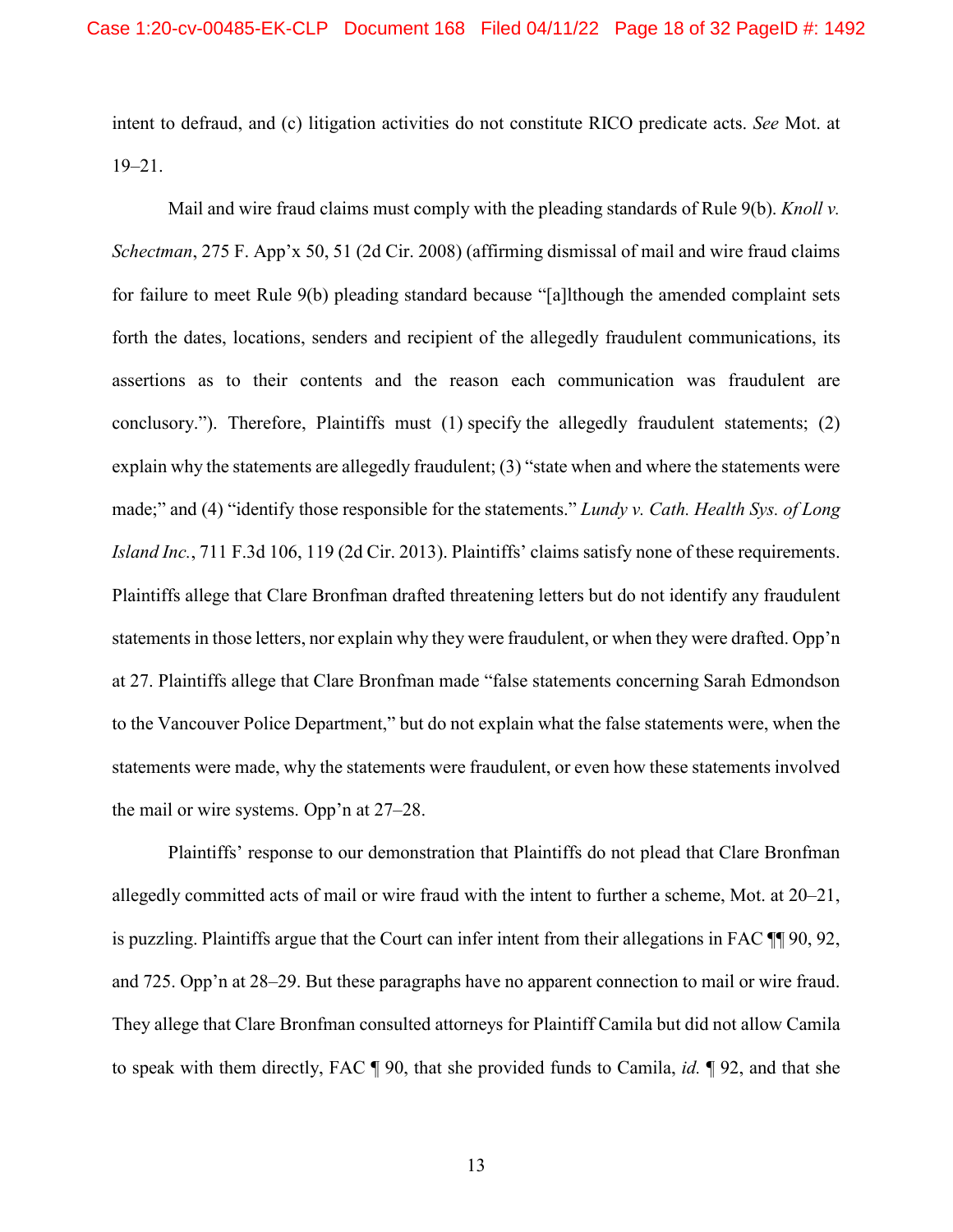intent to defraud, and (c) litigation activities do not constitute RICO predicate acts. *See* Mot. at 19–21.

Mail and wire fraud claims must comply with the pleading standards of Rule 9(b). *Knoll v. Schectman*, 275 F. App'x 50, 51 (2d Cir. 2008) (affirming dismissal of mail and wire fraud claims for failure to meet Rule 9(b) pleading standard because "[a]lthough the amended complaint sets forth the dates, locations, senders and recipient of the allegedly fraudulent communications, its assertions as to their contents and the reason each communication was fraudulent are conclusory."). Therefore, Plaintiffs must (1) specify the allegedly fraudulent statements; (2) explain why the statements are allegedly fraudulent; (3) "state when and where the statements were made;" and (4) "identify those responsible for the statements." *Lundy v. Cath. Health Sys. of Long Island Inc.*, 711 F.3d 106, 119 (2d Cir. 2013). Plaintiffs' claims satisfy none of these requirements. Plaintiffs allege that Clare Bronfman drafted threatening letters but do not identify any fraudulent statements in those letters, nor explain why they were fraudulent, or when they were drafted. Opp'n at 27. Plaintiffs allege that Clare Bronfman made "false statements concerning Sarah Edmondson to the Vancouver Police Department," but do not explain what the false statements were, when the statements were made, why the statements were fraudulent, or even how these statements involved the mail or wire systems. Opp'n at 27–28.

Plaintiffs' response to our demonstration that Plaintiffs do not plead that Clare Bronfman allegedly committed acts of mail or wire fraud with the intent to further a scheme, Mot. at 20–21, is puzzling. Plaintiffs argue that the Court can infer intent from their allegations in FAC ¶¶ 90, 92, and 725. Opp'n at 28–29. But these paragraphs have no apparent connection to mail or wire fraud. They allege that Clare Bronfman consulted attorneys for Plaintiff Camila but did not allow Camila to speak with them directly, FAC ¶ 90, that she provided funds to Camila, *id.* ¶ 92, and that she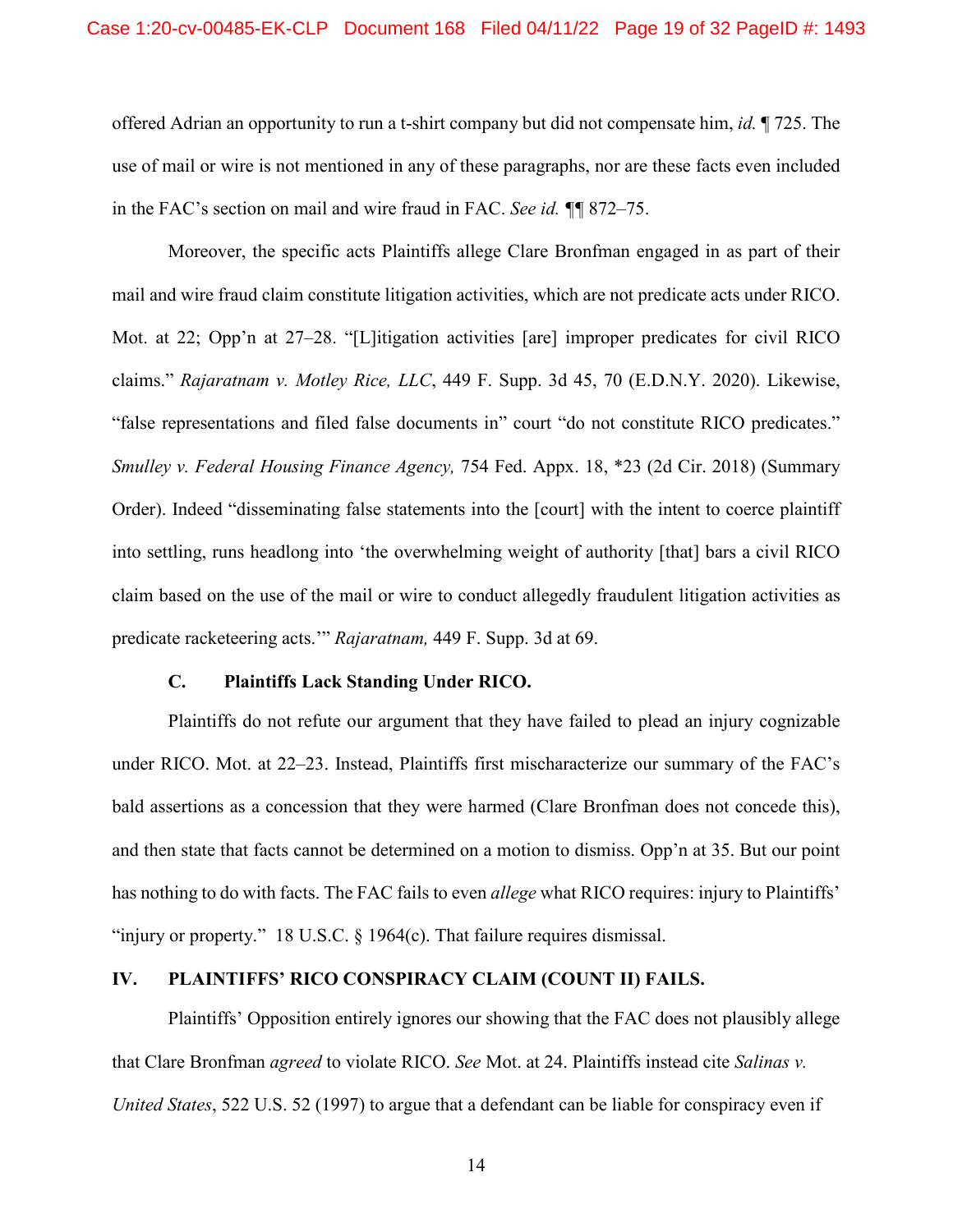offered Adrian an opportunity to run a t-shirt company but did not compensate him, *id.* ¶ 725. The use of mail or wire is not mentioned in any of these paragraphs, nor are these facts even included in the FAC's section on mail and wire fraud in FAC. *See id.* ¶¶ 872–75.

Moreover, the specific acts Plaintiffs allege Clare Bronfman engaged in as part of their mail and wire fraud claim constitute litigation activities, which are not predicate acts under RICO. Mot. at 22; Opp'n at 27–28. "[L]itigation activities [are] improper predicates for civil RICO claims." *Rajaratnam v. Motley Rice, LLC*, 449 F. Supp. 3d 45, 70 (E.D.N.Y. 2020). Likewise, "false representations and filed false documents in" court "do not constitute RICO predicates." *Smulley v. Federal Housing Finance Agency,* 754 Fed. Appx. 18, *23 (2d Cir. 2018) (Summary Order). Indeed "disseminating false statements into the [court] with the intent to coerce plaintiff into settling, runs headlong into 'the overwhelming weight of authority [that] bars a civil RICO claim based on the use of the mail or wire to conduct allegedly fraudulent litigation activities as predicate racketeering acts.'" *Rajaratnam,* 449 F. Supp. 3d at 69.

### C. Plaintiffs Lack Standing Under RICO.

Plaintiffs do not refute our argument that they have failed to plead an injury cognizable under RICO. Mot. at 22–23. Instead, Plaintiffs first mischaracterize our summary of the FAC's bald assertions as a concession that they were harmed (Clare Bronfman does not concede this), and then state that facts cannot be determined on a motion to dismiss. Opp'n at 35. But our point has nothing to do with facts. The FAC fails to even *allege* what RICO requires: injury to Plaintiffs' "injury or property." 18 U.S.C. § 1964(c). That failure requires dismissal.

## IV. PLAINTIFFS' RICO CONSPIRACY CLAIM (COUNT II) FAILS.

Plaintiffs' Opposition entirely ignores our showing that the FAC does not plausibly allege that Clare Bronfman *agreed* to violate RICO. *See* Mot. at 24. Plaintiffs instead cite *Salinas v. United States*, 522 U.S. 52 (1997) to argue that a defendant can be liable for conspiracy even if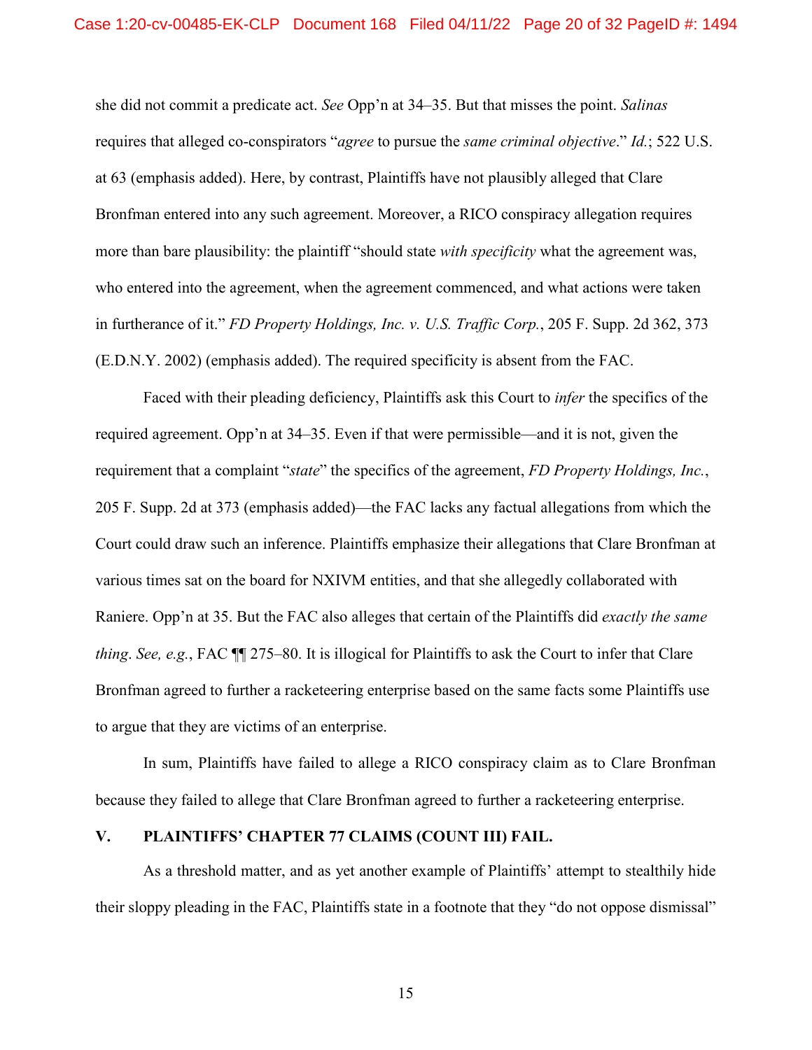she did not commit a predicate act. *See* Opp'n at 34–35. But that misses the point. *Salinas* requires that alleged co-conspirators "*agree* to pursue the *same criminal objective*." *Id.*; 522 U.S. at 63 (emphasis added). Here, by contrast, Plaintiffs have not plausibly alleged that Clare Bronfman entered into any such agreement. Moreover, a RICO conspiracy allegation requires more than bare plausibility: the plaintiff "should state *with specificity* what the agreement was, who entered into the agreement, when the agreement commenced, and what actions were taken in furtherance of it." *FD Property Holdings, Inc. v. U.S. Traffic Corp.*, 205 F. Supp. 2d 362, 373 (E.D.N.Y. 2002) (emphasis added). The required specificity is absent from the FAC.

Faced with their pleading deficiency, Plaintiffs ask this Court to *infer* the specifics of the required agreement. Opp'n at 34–35. Even if that were permissible—and it is not, given the requirement that a complaint "*state*" the specifics of the agreement, *FD Property Holdings, Inc.*, 205 F. Supp. 2d at 373 (emphasis added)—the FAC lacks any factual allegations from which the Court could draw such an inference. Plaintiffs emphasize their allegations that Clare Bronfman at various times sat on the board for NXIVM entities, and that she allegedly collaborated with Raniere. Opp'n at 35. But the FAC also alleges that certain of the Plaintiffs did *exactly the same thing*. *See, e.g.*, FAC ¶¶ 275–80. It is illogical for Plaintiffs to ask the Court to infer that Clare Bronfman agreed to further a racketeering enterprise based on the same facts some Plaintiffs use to argue that they are victims of an enterprise.

In sum, Plaintiffs have failed to allege a RICO conspiracy claim as to Clare Bronfman because they failed to allege that Clare Bronfman agreed to further a racketeering enterprise.

## V. PLAINTIFFS' CHAPTER 77 CLAIMS (COUNT III) FAIL.

As a threshold matter, and as yet another example of Plaintiffs' attempt to stealthily hide their sloppy pleading in the FAC, Plaintiffs state in a footnote that they "do not oppose dismissal"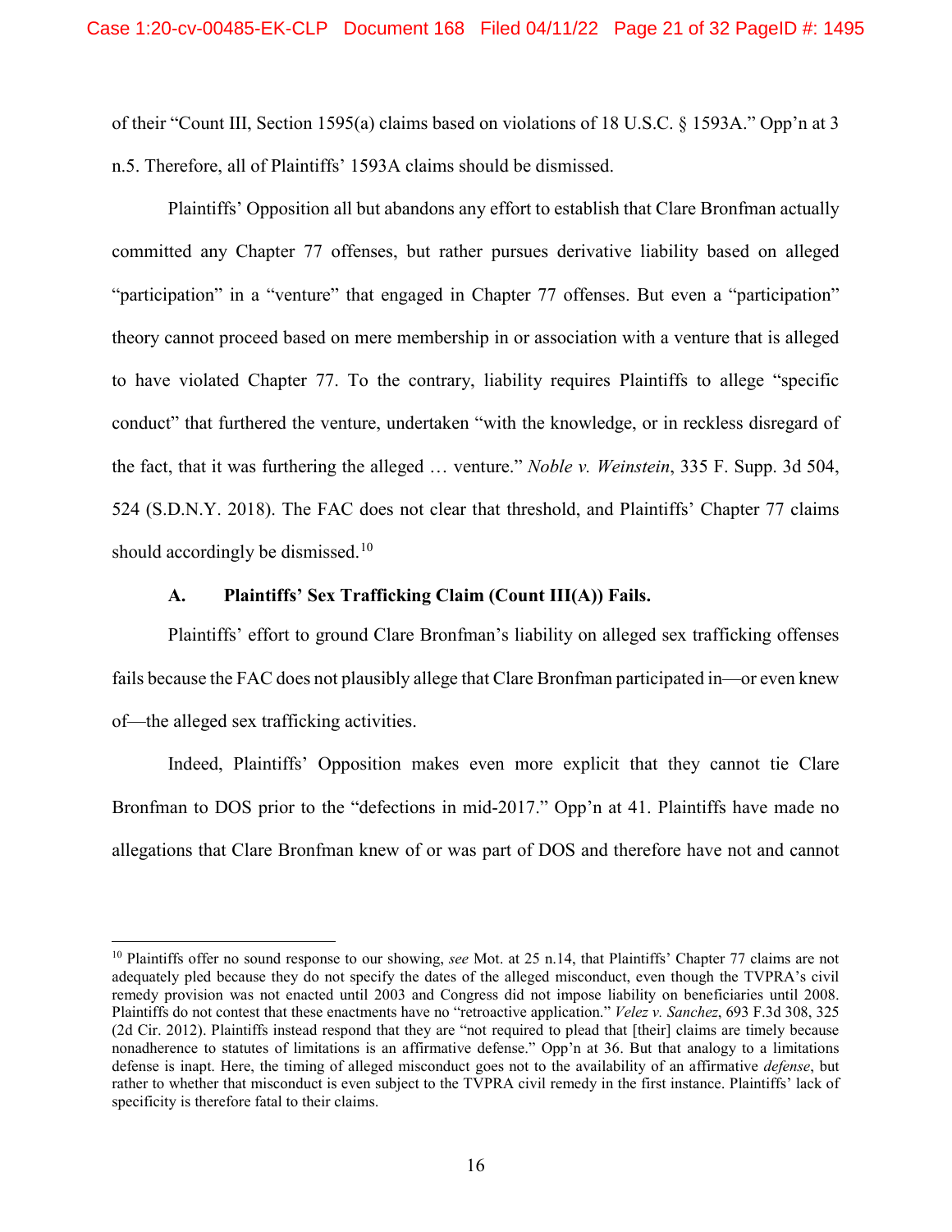of their "Count III, Section 1595(a) claims based on violations of 18 U.S.C. § 1593A." Opp'n at 3 n.5. Therefore, all of Plaintiffs' 1593A claims should be dismissed.

Plaintiffs' Opposition all but abandons any effort to establish that Clare Bronfman actually committed any Chapter 77 offenses, but rather pursues derivative liability based on alleged "participation" in a "venture" that engaged in Chapter 77 offenses. But even a "participation" theory cannot proceed based on mere membership in or association with a venture that is alleged to have violated Chapter 77. To the contrary, liability requires Plaintiffs to allege "specific conduct" that furthered the venture, undertaken "with the knowledge, or in reckless disregard of the fact, that it was furthering the alleged … venture." *Noble v. Weinstein*, 335 F. Supp. 3d 504, 524 (S.D.N.Y. 2018). The FAC does not clear that threshold, and Plaintiffs' Chapter 77 claims should accordingly be dismissed.[10]

### A. Plaintiffs' Sex Trafficking Claim (Count III(A)) Fails.

Plaintiffs' effort to ground Clare Bronfman's liability on alleged sex trafficking offenses fails because the FAC does not plausibly allege that Clare Bronfman participated in—or even knew of—the alleged sex trafficking activities.

Indeed, Plaintiffs' Opposition makes even more explicit that they cannot tie Clare Bronfman to DOS prior to the "defections in mid-2017." Opp'n at 41. Plaintiffs have made no allegations that Clare Bronfman knew of or was part of DOS and therefore have not and cannot

---

[10] Plaintiffs offer no sound response to our showing, *see* Mot. at 25 n.14, that Plaintiffs' Chapter 77 claims are not adequately pled because they do not specify the dates of the alleged misconduct, even though the TVPRA's civil remedy provision was not enacted until 2003 and Congress did not impose liability on beneficiaries until 2008. Plaintiffs do not contest that these enactments have no "retroactive application." *Velez v. Sanchez*, 693 F.3d 308, 325 (2d Cir. 2012). Plaintiffs instead respond that they are "not required to plead that [their] claims are timely because nonadherence to statutes of limitations is an affirmative defense." Opp'n at 36. But that analogy to a limitations defense is inapt. Here, the timing of alleged misconduct goes not to the availability of an affirmative *defense*, but rather to whether that misconduct is even subject to the TVPRA civil remedy in the first instance. Plaintiffs' lack of specificity is therefore fatal to their claims.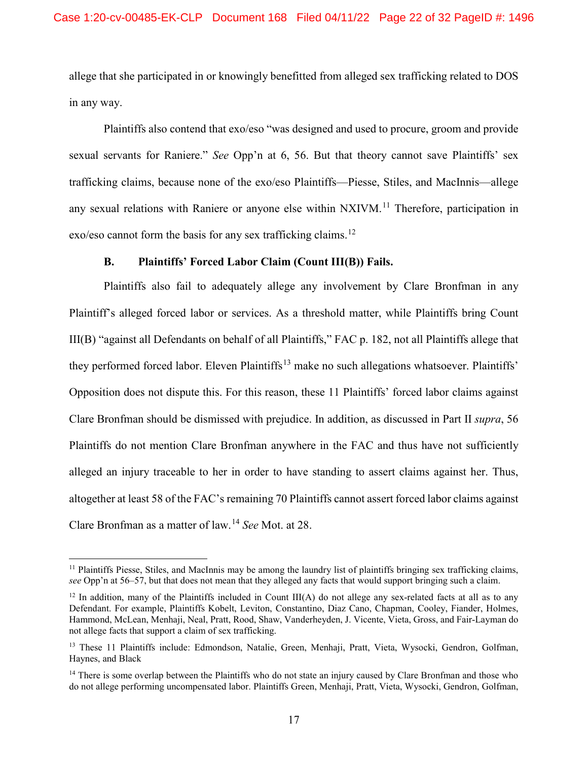allege that she participated in or knowingly benefitted from alleged sex trafficking related to DOS in any way.

Plaintiffs also contend that exo/eso "was designed and used to procure, groom and provide sexual servants for Raniere." *See* Opp'n at 6, 56. But that theory cannot save Plaintiffs' sex trafficking claims, because none of the exo/eso Plaintiffs—Piesse, Stiles, and MacInnis—allege any sexual relations with Raniere or anyone else within NXIVM.[11] Therefore, participation in exo/eso cannot form the basis for any sex trafficking claims.[12]

### B. Plaintiffs' Forced Labor Claim (Count III(B)) Fails.

Plaintiffs also fail to adequately allege any involvement by Clare Bronfman in any Plaintiff's alleged forced labor or services. As a threshold matter, while Plaintiffs bring Count III(B) "against all Defendants on behalf of all Plaintiffs," FAC p. 182, not all Plaintiffs allege that they performed forced labor. Eleven Plaintiffs[13] make no such allegations whatsoever. Plaintiffs' Opposition does not dispute this. For this reason, these 11 Plaintiffs' forced labor claims against Clare Bronfman should be dismissed with prejudice. In addition, as discussed in Part II *supra*, 56 Plaintiffs do not mention Clare Bronfman anywhere in the FAC and thus have not sufficiently alleged an injury traceable to her in order to have standing to assert claims against her. Thus, altogether at least 58 of the FAC's remaining 70 Plaintiffs cannot assert forced labor claims against Clare Bronfman as a matter of law.[14] *See* Mot. at 28.

---

[11] Plaintiffs Piesse, Stiles, and MacInnis may be among the laundry list of plaintiffs bringing sex trafficking claims, *see* Opp'n at 56–57, but that does not mean that they alleged any facts that would support bringing such a claim.

[12] In addition, many of the Plaintiffs included in Count III(A) do not allege any sex-related facts at all as to any Defendant. For example, Plaintiffs Kobelt, Leviton, Constantino, Diaz Cano, Chapman, Cooley, Fiander, Holmes, Hammond, McLean, Menhaji, Neal, Pratt, Rood, Shaw, Vanderheyden, J. Vicente, Vieta, Gross, and Fair-Layman do not allege facts that support a claim of sex trafficking.

[13] These 11 Plaintiffs include: Edmondson, Natalie, Green, Menhaji, Pratt, Vieta, Wysocki, Gendron, Golfman, Haynes, and Black

[14] There is some overlap between the Plaintiffs who do not state an injury caused by Clare Bronfman and those who do not allege performing uncompensated labor. Plaintiffs Green, Menhaji, Pratt, Vieta, Wysocki, Gendron, Golfman,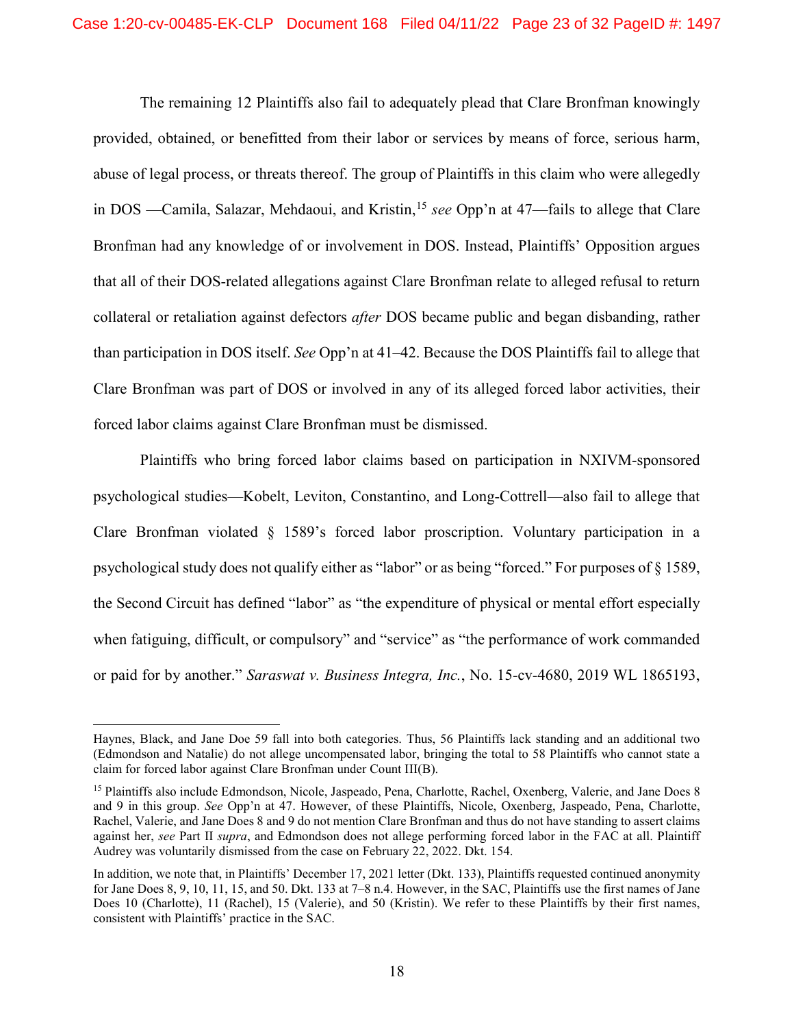The remaining 12 Plaintiffs also fail to adequately plead that Clare Bronfman knowingly provided, obtained, or benefitted from their labor or services by means of force, serious harm, abuse of legal process, or threats thereof. The group of Plaintiffs in this claim who were allegedly in DOS —Camila, Salazar, Mehdaoui, and Kristin,[15] *see* Opp'n at 47—fails to allege that Clare Bronfman had any knowledge of or involvement in DOS. Instead, Plaintiffs' Opposition argues that all of their DOS-related allegations against Clare Bronfman relate to alleged refusal to return collateral or retaliation against defectors *after* DOS became public and began disbanding, rather than participation in DOS itself. *See* Opp'n at 41–42. Because the DOS Plaintiffs fail to allege that Clare Bronfman was part of DOS or involved in any of its alleged forced labor activities, their forced labor claims against Clare Bronfman must be dismissed.

Plaintiffs who bring forced labor claims based on participation in NXIVM-sponsored psychological studies—Kobelt, Leviton, Constantino, and Long-Cottrell—also fail to allege that Clare Bronfman violated § 1589's forced labor proscription. Voluntary participation in a psychological study does not qualify either as "labor" or as being "forced." For purposes of § 1589, the Second Circuit has defined "labor" as "the expenditure of physical or mental effort especially when fatiguing, difficult, or compulsory" and "service" as "the performance of work commanded or paid for by another." *Saraswat v. Business Integra, Inc.*, No. 15-cv-4680, 2019 WL 1865193,

---

Haynes, Black, and Jane Doe 59 fall into both categories. Thus, 56 Plaintiffs lack standing and an additional two (Edmondson and Natalie) do not allege uncompensated labor, bringing the total to 58 Plaintiffs who cannot state a claim for forced labor against Clare Bronfman under Count III(B).

[15] Plaintiffs also include Edmondson, Nicole, Jaspeado, Pena, Charlotte, Rachel, Oxenberg, Valerie, and Jane Does 8 and 9 in this group. *See* Opp'n at 47. However, of these Plaintiffs, Nicole, Oxenberg, Jaspeado, Pena, Charlotte, Rachel, Valerie, and Jane Does 8 and 9 do not mention Clare Bronfman and thus do not have standing to assert claims against her, *see* Part II *supra*, and Edmondson does not allege performing forced labor in the FAC at all. Plaintiff Audrey was voluntarily dismissed from the case on February 22, 2022. Dkt. 154.

In addition, we note that, in Plaintiffs' December 17, 2021 letter (Dkt. 133), Plaintiffs requested continued anonymity for Jane Does 8, 9, 10, 11, 15, and 50. Dkt. 133 at 7–8 n.4. However, in the SAC, Plaintiffs use the first names of Jane Does 10 (Charlotte), 11 (Rachel), 15 (Valerie), and 50 (Kristin). We refer to these Plaintiffs by their first names, consistent with Plaintiffs' practice in the SAC.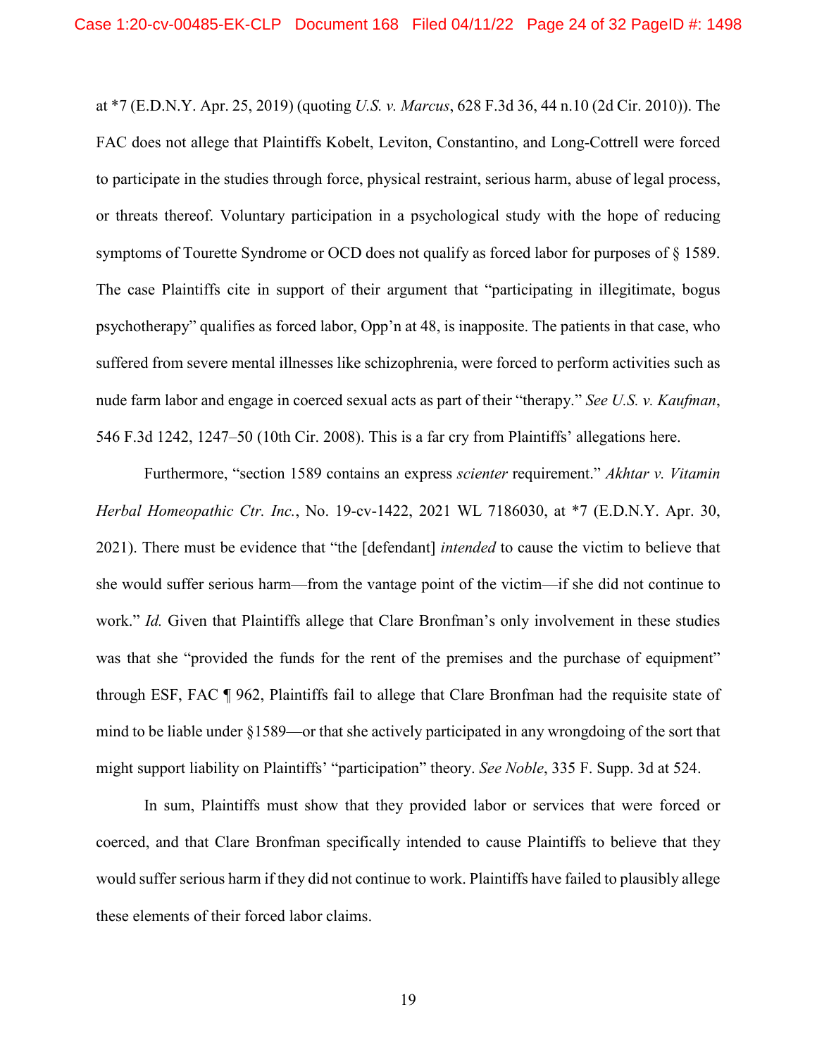at *7 (E.D.N.Y. Apr. 25, 2019) (quoting *U.S. v. Marcus*, 628 F.3d 36, 44 n.10 (2d Cir. 2010)). The FAC does not allege that Plaintiffs Kobelt, Leviton, Constantino, and Long-Cottrell were forced to participate in the studies through force, physical restraint, serious harm, abuse of legal process, or threats thereof. Voluntary participation in a psychological study with the hope of reducing symptoms of Tourette Syndrome or OCD does not qualify as forced labor for purposes of § 1589. The case Plaintiffs cite in support of their argument that "participating in illegitimate, bogus psychotherapy" qualifies as forced labor, Opp'n at 48, is inapposite. The patients in that case, who suffered from severe mental illnesses like schizophrenia, were forced to perform activities such as nude farm labor and engage in coerced sexual acts as part of their "therapy." *See U.S. v. Kaufman*, 546 F.3d 1242, 1247–50 (10th Cir. 2008). This is a far cry from Plaintiffs' allegations here.

Furthermore, "section 1589 contains an express *scienter* requirement." *Akhtar v. Vitamin Herbal Homeopathic Ctr. Inc.*, No. 19-cv-1422, 2021 WL 7186030, at *7 (E.D.N.Y. Apr. 30, 2021). There must be evidence that "the [defendant] *intended* to cause the victim to believe that she would suffer serious harm—from the vantage point of the victim—if she did not continue to work." *Id.* Given that Plaintiffs allege that Clare Bronfman's only involvement in these studies was that she "provided the funds for the rent of the premises and the purchase of equipment" through ESF, FAC ¶ 962, Plaintiffs fail to allege that Clare Bronfman had the requisite state of mind to be liable under §1589—or that she actively participated in any wrongdoing of the sort that might support liability on Plaintiffs' "participation" theory. *See Noble*, 335 F. Supp. 3d at 524.

In sum, Plaintiffs must show that they provided labor or services that were forced or coerced, and that Clare Bronfman specifically intended to cause Plaintiffs to believe that they would suffer serious harm if they did not continue to work. Plaintiffs have failed to plausibly allege these elements of their forced labor claims.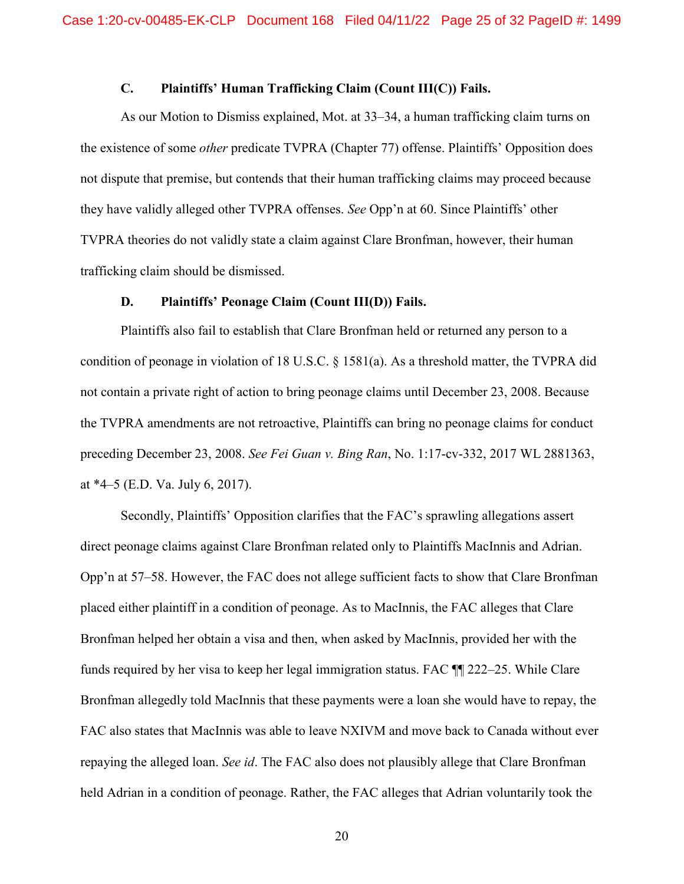### C. Plaintiffs' Human Trafficking Claim (Count III(C)) Fails.

As our Motion to Dismiss explained, Mot. at 33–34, a human trafficking claim turns on the existence of some *other* predicate TVPRA (Chapter 77) offense. Plaintiffs' Opposition does not dispute that premise, but contends that their human trafficking claims may proceed because they have validly alleged other TVPRA offenses. *See* Opp'n at 60. Since Plaintiffs' other TVPRA theories do not validly state a claim against Clare Bronfman, however, their human trafficking claim should be dismissed.

### D. Plaintiffs' Peonage Claim (Count III(D)) Fails.

Plaintiffs also fail to establish that Clare Bronfman held or returned any person to a condition of peonage in violation of 18 U.S.C. § 1581(a). As a threshold matter, the TVPRA did not contain a private right of action to bring peonage claims until December 23, 2008. Because the TVPRA amendments are not retroactive, Plaintiffs can bring no peonage claims for conduct preceding December 23, 2008. *See Fei Guan v. Bing Ran*, No. 1:17-cv-332, 2017 WL 2881363, at *4–5 (E.D. Va. July 6, 2017).

Secondly, Plaintiffs' Opposition clarifies that the FAC's sprawling allegations assert direct peonage claims against Clare Bronfman related only to Plaintiffs MacInnis and Adrian. Opp'n at 57–58. However, the FAC does not allege sufficient facts to show that Clare Bronfman placed either plaintiff in a condition of peonage. As to MacInnis, the FAC alleges that Clare Bronfman helped her obtain a visa and then, when asked by MacInnis, provided her with the funds required by her visa to keep her legal immigration status. FAC ¶¶ 222–25. While Clare Bronfman allegedly told MacInnis that these payments were a loan she would have to repay, the FAC also states that MacInnis was able to leave NXIVM and move back to Canada without ever repaying the alleged loan. *See id*. The FAC also does not plausibly allege that Clare Bronfman held Adrian in a condition of peonage. Rather, the FAC alleges that Adrian voluntarily took the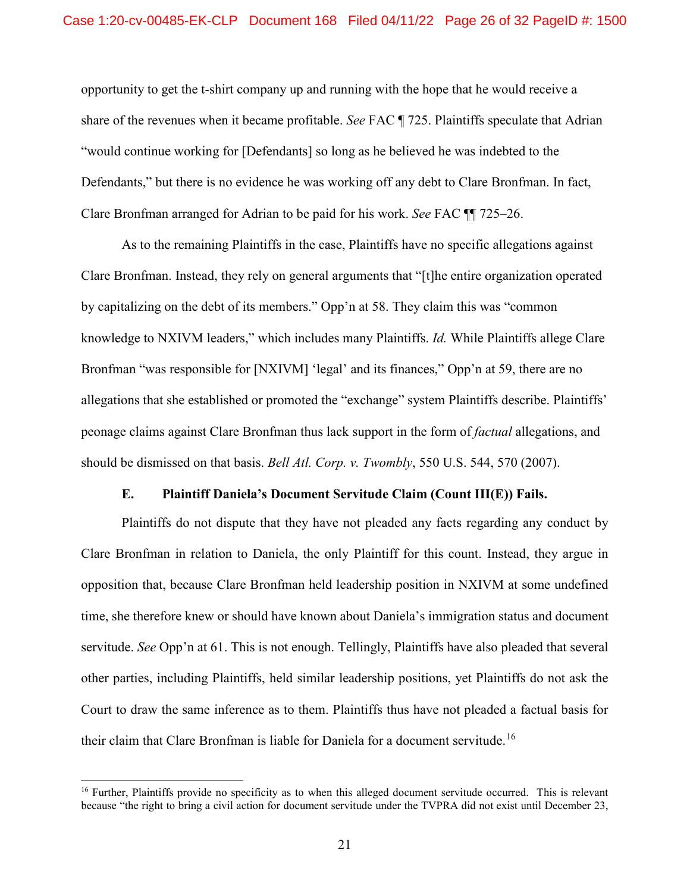opportunity to get the t-shirt company up and running with the hope that he would receive a share of the revenues when it became profitable. *See* FAC ¶ 725. Plaintiffs speculate that Adrian "would continue working for [Defendants] so long as he believed he was indebted to the Defendants," but there is no evidence he was working off any debt to Clare Bronfman. In fact, Clare Bronfman arranged for Adrian to be paid for his work. *See* FAC ¶¶ 725–26.

As to the remaining Plaintiffs in the case, Plaintiffs have no specific allegations against Clare Bronfman. Instead, they rely on general arguments that "[t]he entire organization operated by capitalizing on the debt of its members." Opp'n at 58. They claim this was "common knowledge to NXIVM leaders," which includes many Plaintiffs. *Id.* While Plaintiffs allege Clare Bronfman "was responsible for [NXIVM] 'legal' and its finances," Opp'n at 59, there are no allegations that she established or promoted the "exchange" system Plaintiffs describe. Plaintiffs' peonage claims against Clare Bronfman thus lack support in the form of *factual* allegations, and should be dismissed on that basis. *Bell Atl. Corp. v. Twombly*, 550 U.S. 544, 570 (2007).

### E. Plaintiff Daniela's Document Servitude Claim (Count III(E)) Fails.

Plaintiffs do not dispute that they have not pleaded any facts regarding any conduct by Clare Bronfman in relation to Daniela, the only Plaintiff for this count. Instead, they argue in opposition that, because Clare Bronfman held leadership position in NXIVM at some undefined time, she therefore knew or should have known about Daniela's immigration status and document servitude. *See* Opp'n at 61. This is not enough. Tellingly, Plaintiffs have also pleaded that several other parties, including Plaintiffs, held similar leadership positions, yet Plaintiffs do not ask the Court to draw the same inference as to them. Plaintiffs thus have not pleaded a factual basis for their claim that Clare Bronfman is liable for Daniela for a document servitude.[16]

---

[16] Further, Plaintiffs provide no specificity as to when this alleged document servitude occurred. This is relevant because "the right to bring a civil action for document servitude under the TVPRA did not exist until December 23,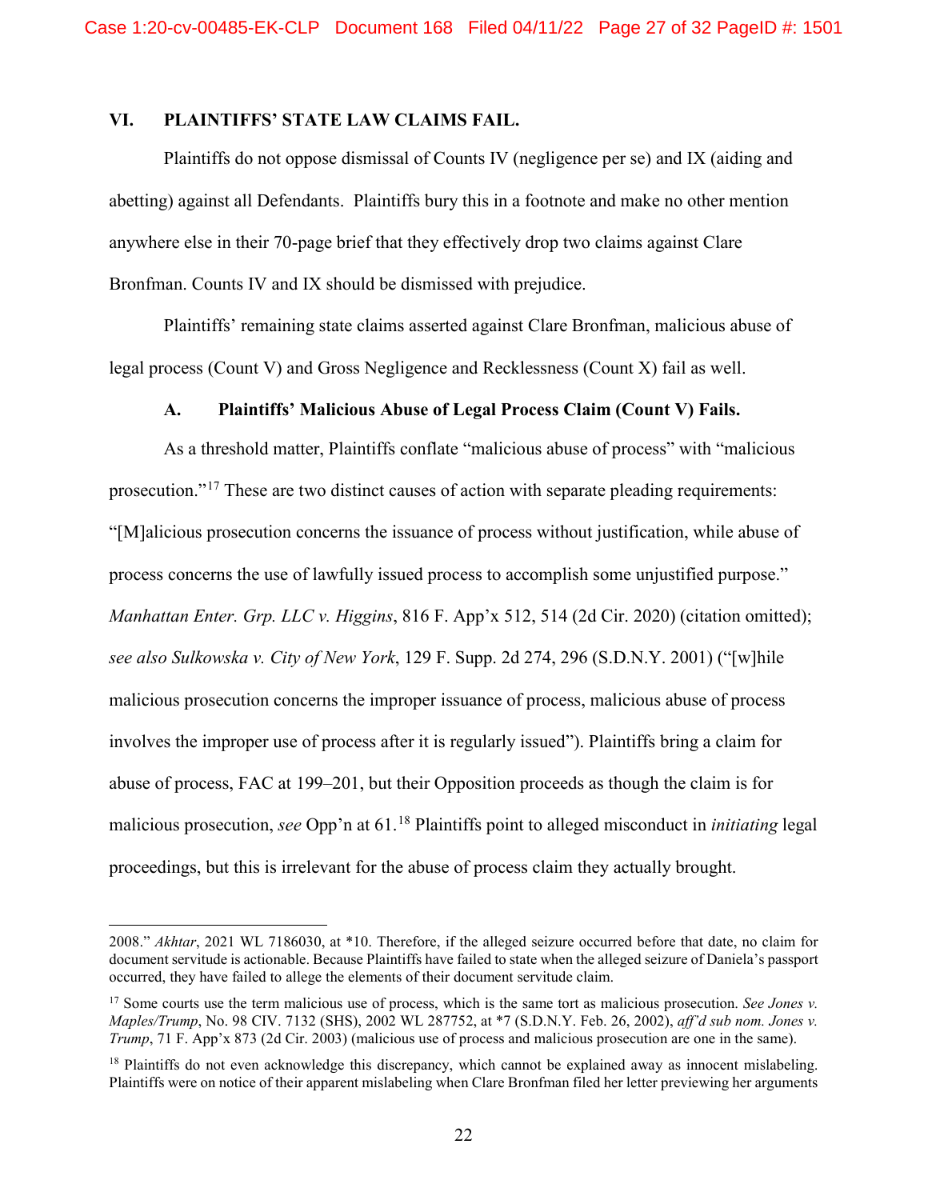## VI. PLAINTIFFS' STATE LAW CLAIMS FAIL.

Plaintiffs do not oppose dismissal of Counts IV (negligence per se) and IX (aiding and abetting) against all Defendants. Plaintiffs bury this in a footnote and make no other mention anywhere else in their 70-page brief that they effectively drop two claims against Clare Bronfman. Counts IV and IX should be dismissed with prejudice.

Plaintiffs' remaining state claims asserted against Clare Bronfman, malicious abuse of legal process (Count V) and Gross Negligence and Recklessness (Count X) fail as well.

### A. Plaintiffs' Malicious Abuse of Legal Process Claim (Count V) Fails.

As a threshold matter, Plaintiffs conflate "malicious abuse of process" with "malicious prosecution."[17] These are two distinct causes of action with separate pleading requirements: "[M]alicious prosecution concerns the issuance of process without justification, while abuse of process concerns the use of lawfully issued process to accomplish some unjustified purpose." *Manhattan Enter. Grp. LLC v. Higgins*, 816 F. App'x 512, 514 (2d Cir. 2020) (citation omitted); *see also Sulkowska v. City of New York*, 129 F. Supp. 2d 274, 296 (S.D.N.Y. 2001) ("[w]hile malicious prosecution concerns the improper issuance of process, malicious abuse of process involves the improper use of process after it is regularly issued"). Plaintiffs bring a claim for abuse of process, FAC at 199–201, but their Opposition proceeds as though the claim is for malicious prosecution, *see* Opp'n at 61.[18] Plaintiffs point to alleged misconduct in *initiating* legal proceedings, but this is irrelevant for the abuse of process claim they actually brought.

---

2008." *Akhtar*, 2021 WL 7186030, at *10. Therefore, if the alleged seizure occurred before that date, no claim for document servitude is actionable. Because Plaintiffs have failed to state when the alleged seizure of Daniela's passport occurred, they have failed to allege the elements of their document servitude claim.

[17] Some courts use the term malicious use of process, which is the same tort as malicious prosecution. *See Jones v. Maples/Trump*, No. 98 CIV. 7132 (SHS), 2002 WL 287752, at *7 (S.D.N.Y. Feb. 26, 2002), *aff'd sub nom. Jones v. Trump*, 71 F. App'x 873 (2d Cir. 2003) (malicious use of process and malicious prosecution are one in the same).

[18] Plaintiffs do not even acknowledge this discrepancy, which cannot be explained away as innocent mislabeling. Plaintiffs were on notice of their apparent mislabeling when Clare Bronfman filed her letter previewing her arguments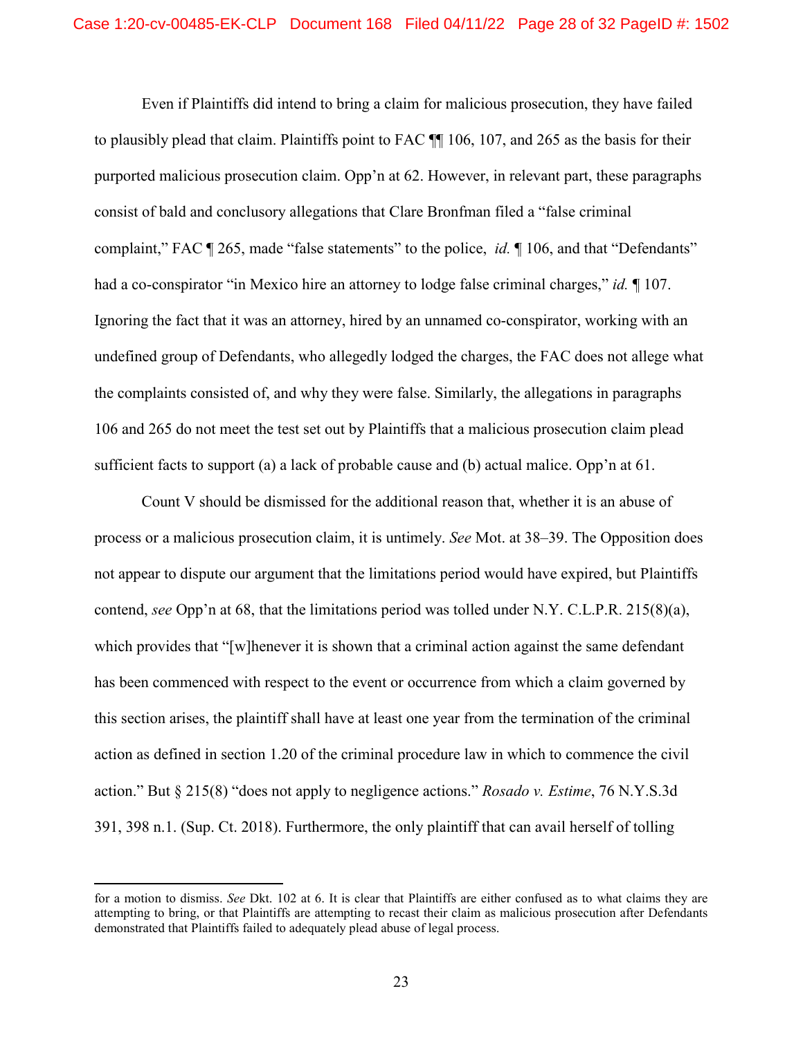Even if Plaintiffs did intend to bring a claim for malicious prosecution, they have failed to plausibly plead that claim. Plaintiffs point to FAC ¶¶ 106, 107, and 265 as the basis for their purported malicious prosecution claim. Opp'n at 62. However, in relevant part, these paragraphs consist of bald and conclusory allegations that Clare Bronfman filed a "false criminal complaint," FAC ¶ 265, made "false statements" to the police, *id.* ¶ 106, and that "Defendants" had a co-conspirator "in Mexico hire an attorney to lodge false criminal charges," *id.* ¶ 107. Ignoring the fact that it was an attorney, hired by an unnamed co-conspirator, working with an undefined group of Defendants, who allegedly lodged the charges, the FAC does not allege what the complaints consisted of, and why they were false. Similarly, the allegations in paragraphs 106 and 265 do not meet the test set out by Plaintiffs that a malicious prosecution claim plead sufficient facts to support (a) a lack of probable cause and (b) actual malice. Opp'n at 61.

Count V should be dismissed for the additional reason that, whether it is an abuse of process or a malicious prosecution claim, it is untimely. *See* Mot. at 38–39. The Opposition does not appear to dispute our argument that the limitations period would have expired, but Plaintiffs contend, *see* Opp'n at 68, that the limitations period was tolled under N.Y. C.L.P.R. 215(8)(a), which provides that "[w]henever it is shown that a criminal action against the same defendant has been commenced with respect to the event or occurrence from which a claim governed by this section arises, the plaintiff shall have at least one year from the termination of the criminal action as defined in section 1.20 of the criminal procedure law in which to commence the civil action." But § 215(8) "does not apply to negligence actions." *Rosado v. Estime*, 76 N.Y.S.3d 391, 398 n.1. (Sup. Ct. 2018). Furthermore, the only plaintiff that can avail herself of tolling

---

for a motion to dismiss. *See* Dkt. 102 at 6. It is clear that Plaintiffs are either confused as to what claims they are attempting to bring, or that Plaintiffs are attempting to recast their claim as malicious prosecution after Defendants demonstrated that Plaintiffs failed to adequately plead abuse of legal process.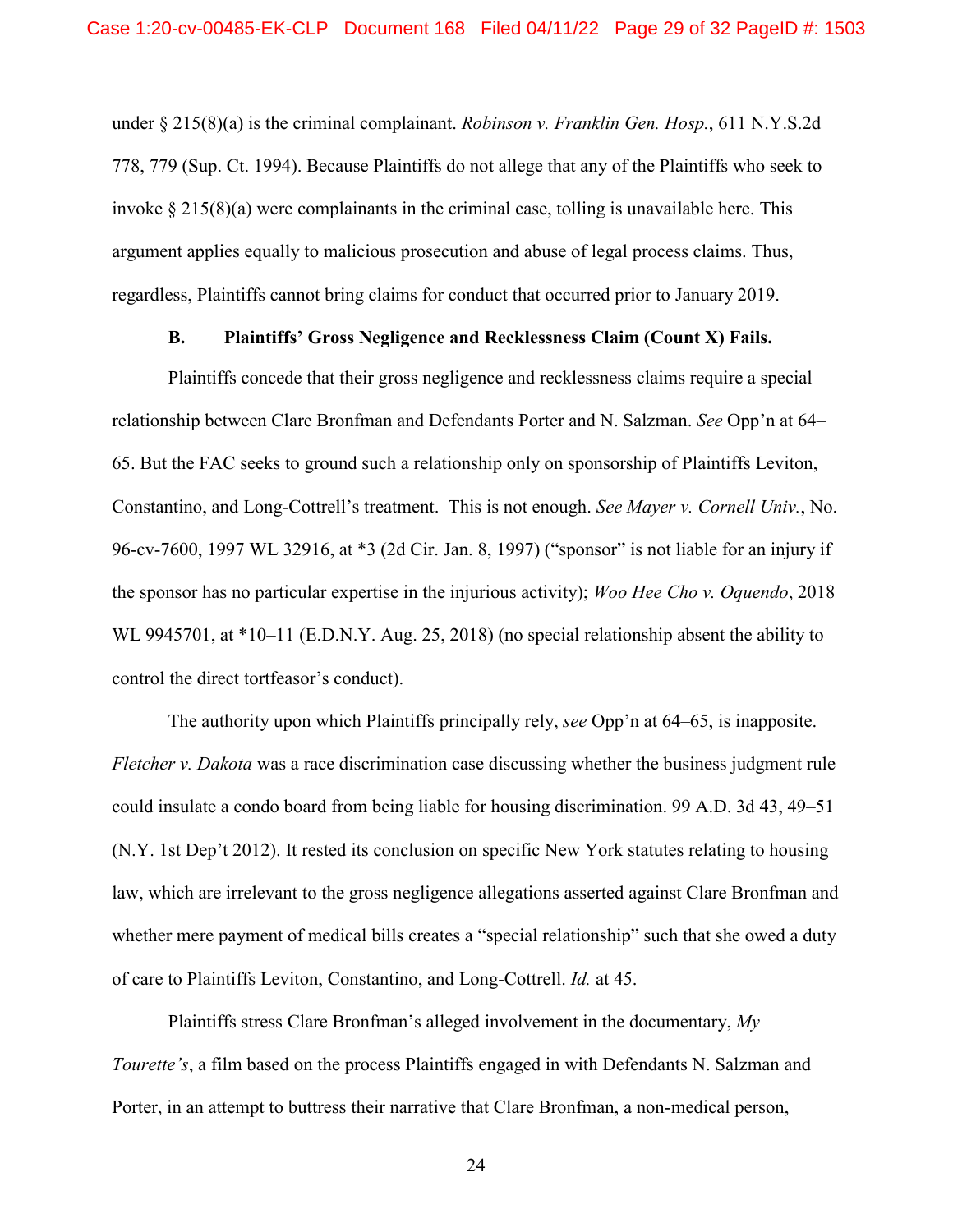under § 215(8)(a) is the criminal complainant. *Robinson v. Franklin Gen. Hosp.*, 611 N.Y.S.2d 778, 779 (Sup. Ct. 1994). Because Plaintiffs do not allege that any of the Plaintiffs who seek to invoke § 215(8)(a) were complainants in the criminal case, tolling is unavailable here. This argument applies equally to malicious prosecution and abuse of legal process claims. Thus, regardless, Plaintiffs cannot bring claims for conduct that occurred prior to January 2019.

### B. Plaintiffs' Gross Negligence and Recklessness Claim (Count X) Fails.

Plaintiffs concede that their gross negligence and recklessness claims require a special relationship between Clare Bronfman and Defendants Porter and N. Salzman. *See* Opp'n at 64–65. But the FAC seeks to ground such a relationship only on sponsorship of Plaintiffs Leviton, Constantino, and Long-Cottrell's treatment. This is not enough. *See Mayer v. Cornell Univ.*, No. 96-cv-7600, 1997 WL 32916, at *3 (2d Cir. Jan. 8, 1997) ("sponsor" is not liable for an injury if the sponsor has no particular expertise in the injurious activity); *Woo Hee Cho v. Oquendo*, 2018 WL 9945701, at *10–11 (E.D.N.Y. Aug. 25, 2018) (no special relationship absent the ability to control the direct tortfeasor's conduct).

The authority upon which Plaintiffs principally rely, *see* Opp'n at 64–65, is inapposite. *Fletcher v. Dakota* was a race discrimination case discussing whether the business judgment rule could insulate a condo board from being liable for housing discrimination. 99 A.D. 3d 43, 49–51 (N.Y. 1st Dep't 2012). It rested its conclusion on specific New York statutes relating to housing law, which are irrelevant to the gross negligence allegations asserted against Clare Bronfman and whether mere payment of medical bills creates a "special relationship" such that she owed a duty of care to Plaintiffs Leviton, Constantino, and Long-Cottrell. *Id.* at 45.

Plaintiffs stress Clare Bronfman's alleged involvement in the documentary, *My Tourette's*, a film based on the process Plaintiffs engaged in with Defendants N. Salzman and Porter, in an attempt to buttress their narrative that Clare Bronfman, a non-medical person,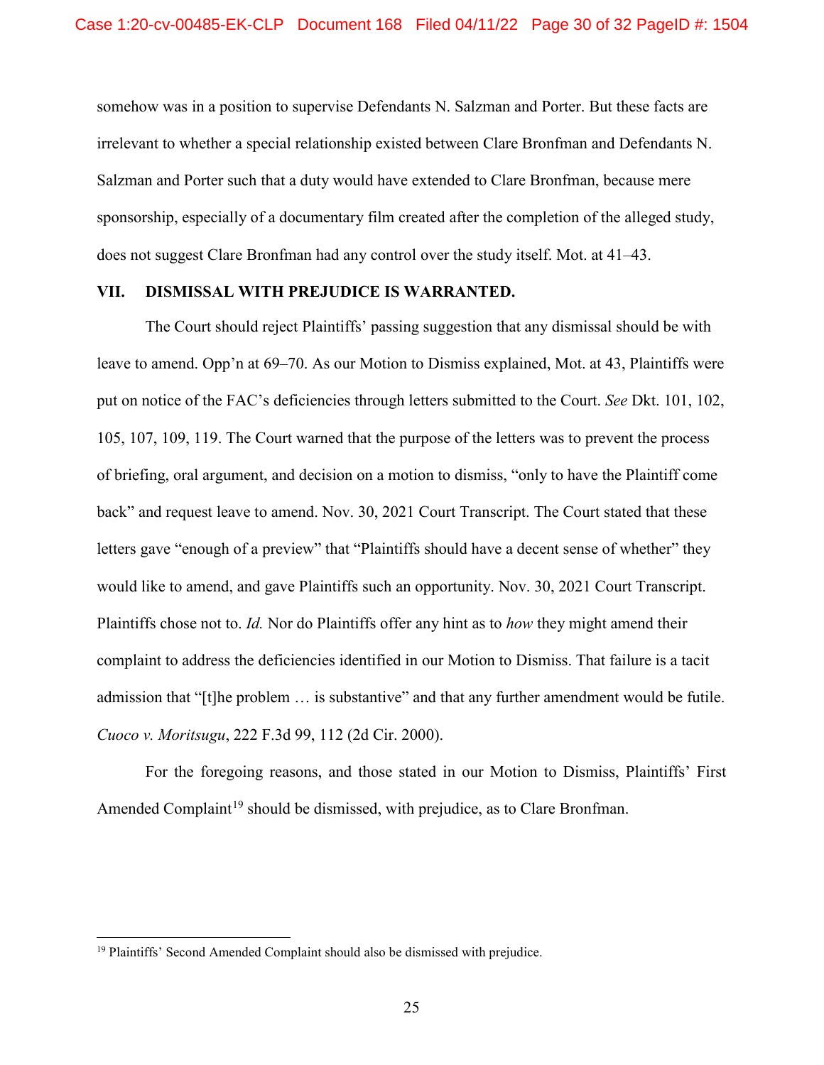somehow was in a position to supervise Defendants N. Salzman and Porter. But these facts are irrelevant to whether a special relationship existed between Clare Bronfman and Defendants N. Salzman and Porter such that a duty would have extended to Clare Bronfman, because mere sponsorship, especially of a documentary film created after the completion of the alleged study, does not suggest Clare Bronfman had any control over the study itself. Mot. at 41–43.

## VII. DISMISSAL WITH PREJUDICE IS WARRANTED.

The Court should reject Plaintiffs' passing suggestion that any dismissal should be with leave to amend. Opp'n at 69–70. As our Motion to Dismiss explained, Mot. at 43, Plaintiffs were put on notice of the FAC's deficiencies through letters submitted to the Court. *See* Dkt. 101, 102, 105, 107, 109, 119. The Court warned that the purpose of the letters was to prevent the process of briefing, oral argument, and decision on a motion to dismiss, "only to have the Plaintiff come back" and request leave to amend. Nov. 30, 2021 Court Transcript. The Court stated that these letters gave "enough of a preview" that "Plaintiffs should have a decent sense of whether" they would like to amend, and gave Plaintiffs such an opportunity. Nov. 30, 2021 Court Transcript. Plaintiffs chose not to. *Id.* Nor do Plaintiffs offer any hint as to *how* they might amend their complaint to address the deficiencies identified in our Motion to Dismiss. That failure is a tacit admission that "[t]he problem … is substantive" and that any further amendment would be futile. *Cuoco v. Moritsugu*, 222 F.3d 99, 112 (2d Cir. 2000).

For the foregoing reasons, and those stated in our Motion to Dismiss, Plaintiffs' First Amended Complaint[19] should be dismissed, with prejudice, as to Clare Bronfman.

[19] Plaintiffs' Second Amended Complaint should also be dismissed with prejudice.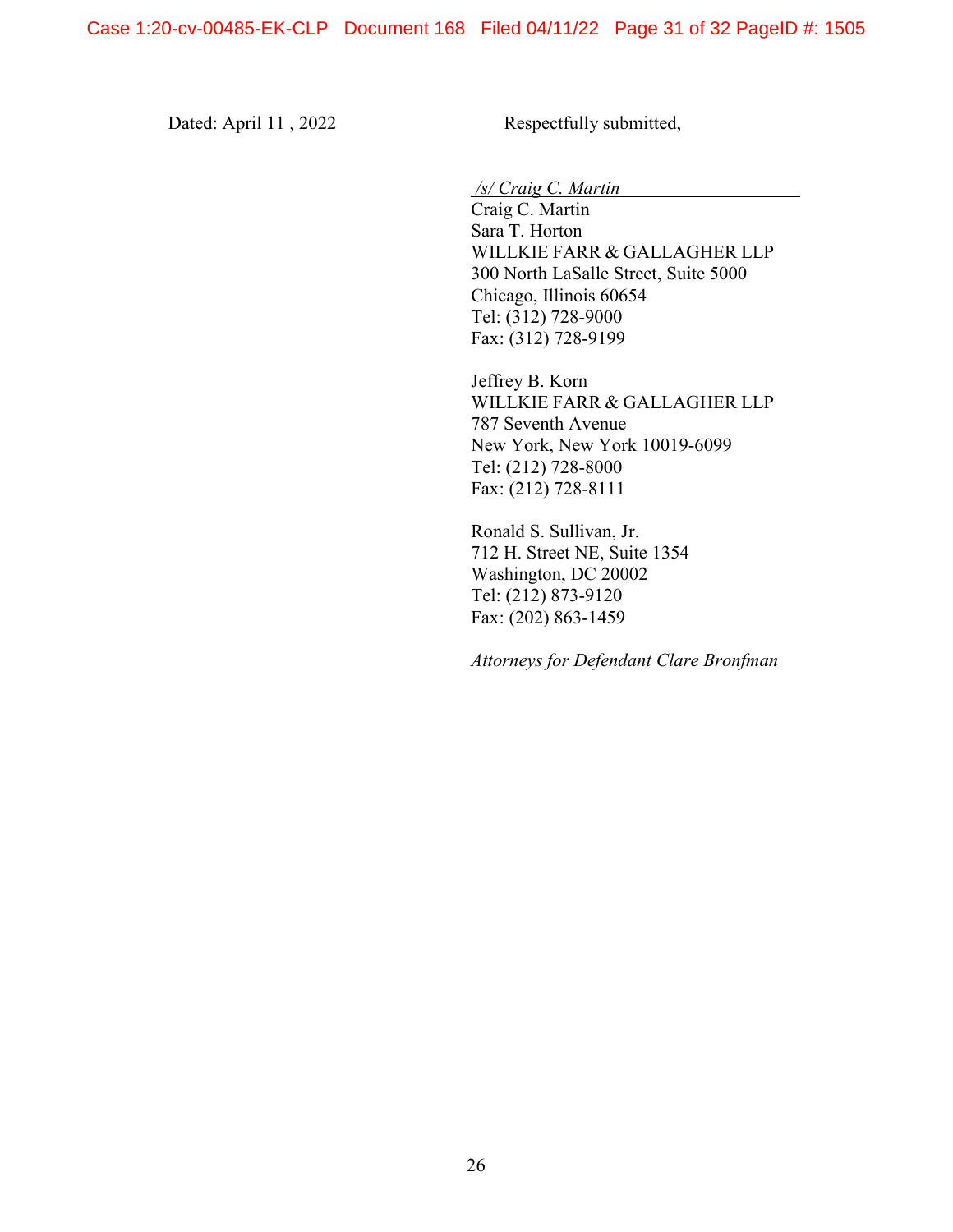Dated: April 11 , 2022

Respectfully submitted,

*/s/ Craig C. Martin*
Craig C. Martin
Sara T. Horton
WILLKIE FARR & GALLAGHER LLP
300 North LaSalle Street, Suite 5000
Chicago, Illinois 60654
Tel: (312) 728-9000
Fax: (312) 728-9199

Jeffrey B. Korn
WILLKIE FARR & GALLAGHER LLP
787 Seventh Avenue
New York, New York 10019-6099
Tel: (212) 728-8000
Fax: (212) 728-8111

Ronald S. Sullivan, Jr.
712 H. Street NE, Suite 1354
Washington, DC 20002
Tel: (212) 873-9120
Fax: (202) 863-1459

*Attorneys for Defendant Clare Bronfman*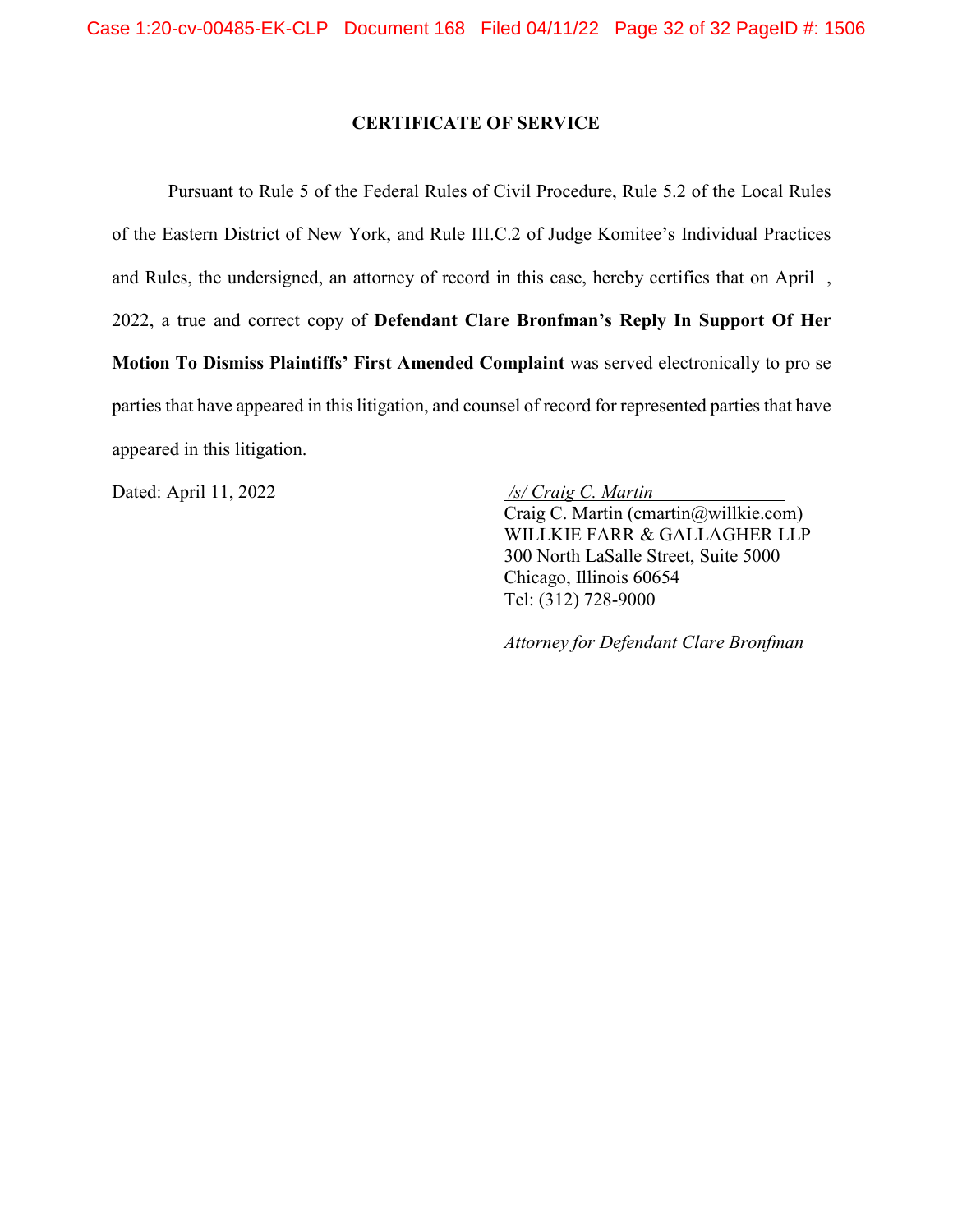## CERTIFICATE OF SERVICE

Pursuant to Rule 5 of the Federal Rules of Civil Procedure, Rule 5.2 of the Local Rules of the Eastern District of New York, and Rule III.C.2 of Judge Komitee's Individual Practices and Rules, the undersigned, an attorney of record in this case, hereby certifies that on April , 2022, a true and correct copy of **Defendant Clare Bronfman's Reply In Support Of Her Motion To Dismiss Plaintiffs' First Amended Complaint** was served electronically to pro se parties that have appeared in this litigation, and counsel of record for represented parties that have appeared in this litigation.

Dated: April 11, 2022

*/s/ Craig C. Martin*
Craig C. Martin (cmartin@willkie.com)
WILLKIE FARR & GALLAGHER LLP
300 North LaSalle Street, Suite 5000
Chicago, Illinois 60654
Tel: (312) 728-9000

*Attorney for Defendant Clare Bronfman*